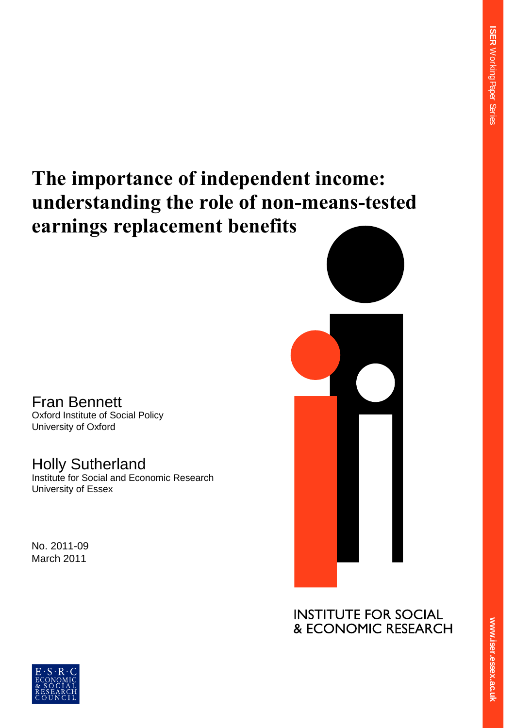ISER Working Paper Series

# The importance of independent income: understanding the role of non-means-tested earnings replacement benefits

Fran Bennett
Oxford Institute of Social Policy
University of Oxford

Holly Sutherland
Institute for Social and Economic Research
University of Essex

No. 2011-09
March 2011

INSTITUTE FOR SOCIAL & ECONOMIC RESEARCH

www.iser.essex.ac.uk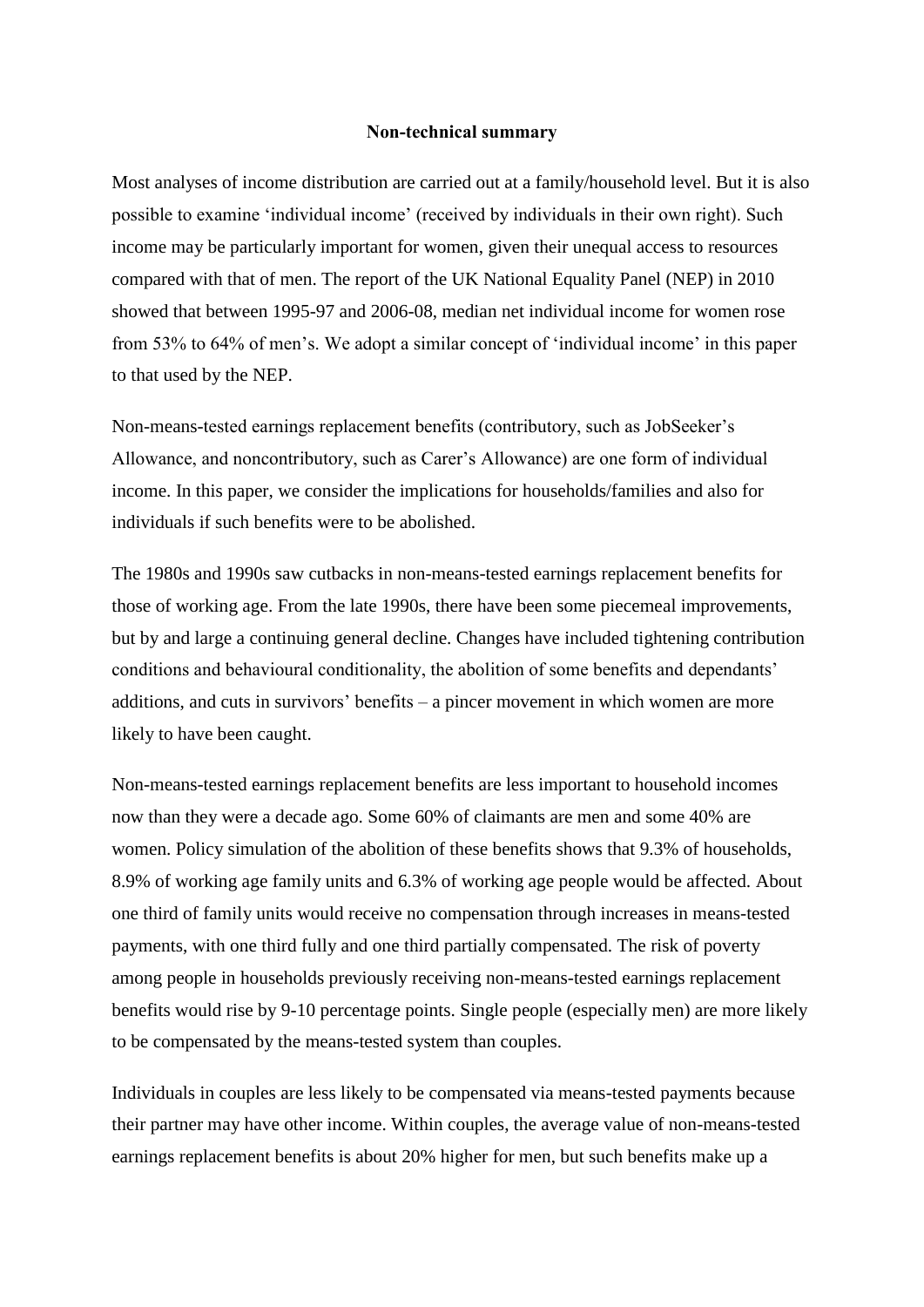## Non-technical summary

Most analyses of income distribution are carried out at a family/household level. But it is also possible to examine 'individual income' (received by individuals in their own right). Such income may be particularly important for women, given their unequal access to resources compared with that of men. The report of the UK National Equality Panel (NEP) in 2010 showed that between 1995-97 and 2006-08, median net individual income for women rose from 53% to 64% of men's. We adopt a similar concept of 'individual income' in this paper to that used by the NEP.

Non-means-tested earnings replacement benefits (contributory, such as JobSeeker's Allowance, and noncontributory, such as Carer's Allowance) are one form of individual income. In this paper, we consider the implications for households/families and also for individuals if such benefits were to be abolished.

The 1980s and 1990s saw cutbacks in non-means-tested earnings replacement benefits for those of working age. From the late 1990s, there have been some piecemeal improvements, but by and large a continuing general decline. Changes have included tightening contribution conditions and behavioural conditionality, the abolition of some benefits and dependants' additions, and cuts in survivors' benefits – a pincer movement in which women are more likely to have been caught.

Non-means-tested earnings replacement benefits are less important to household incomes now than they were a decade ago. Some 60% of claimants are men and some 40% are women. Policy simulation of the abolition of these benefits shows that 9.3% of households, 8.9% of working age family units and 6.3% of working age people would be affected. About one third of family units would receive no compensation through increases in means-tested payments, with one third fully and one third partially compensated. The risk of poverty among people in households previously receiving non-means-tested earnings replacement benefits would rise by 9-10 percentage points. Single people (especially men) are more likely to be compensated by the means-tested system than couples.

Individuals in couples are less likely to be compensated via means-tested payments because their partner may have other income. Within couples, the average value of non-means-tested earnings replacement benefits is about 20% higher for men, but such benefits make up a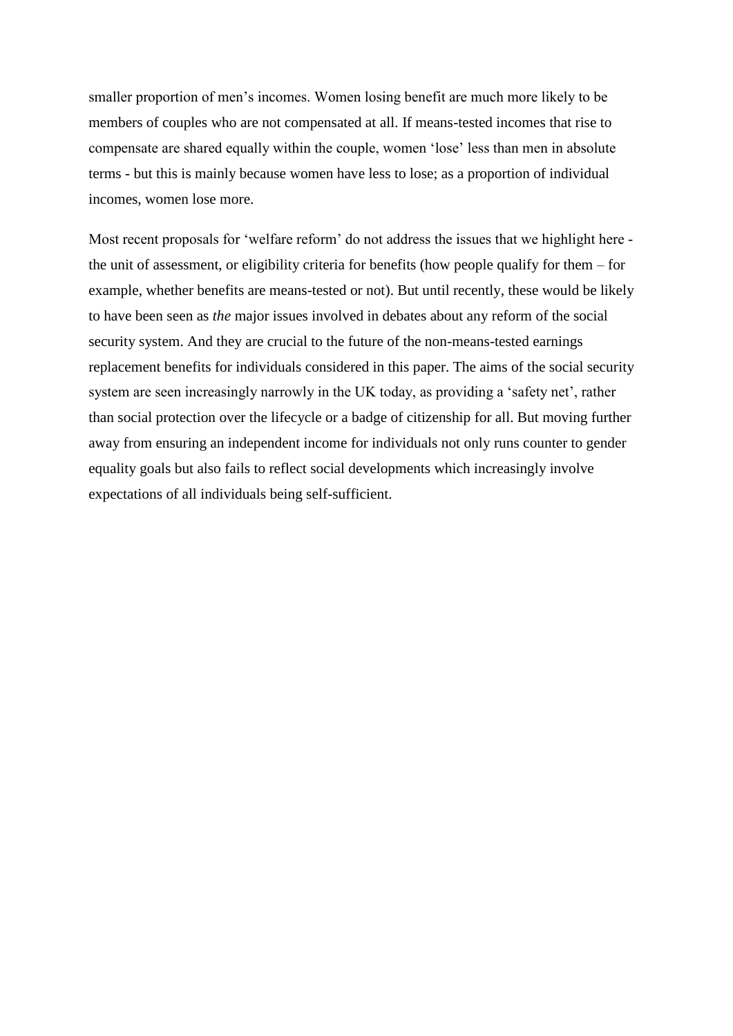smaller proportion of men's incomes. Women losing benefit are much more likely to be members of couples who are not compensated at all. If means-tested incomes that rise to compensate are shared equally within the couple, women 'lose' less than men in absolute terms - but this is mainly because women have less to lose; as a proportion of individual incomes, women lose more.

Most recent proposals for 'welfare reform' do not address the issues that we highlight here - the unit of assessment, or eligibility criteria for benefits (how people qualify for them – for example, whether benefits are means-tested or not). But until recently, these would be likely to have been seen as *the* major issues involved in debates about any reform of the social security system. And they are crucial to the future of the non-means-tested earnings replacement benefits for individuals considered in this paper. The aims of the social security system are seen increasingly narrowly in the UK today, as providing a 'safety net', rather than social protection over the lifecycle or a badge of citizenship for all. But moving further away from ensuring an independent income for individuals not only runs counter to gender equality goals but also fails to reflect social developments which increasingly involve expectations of all individuals being self-sufficient.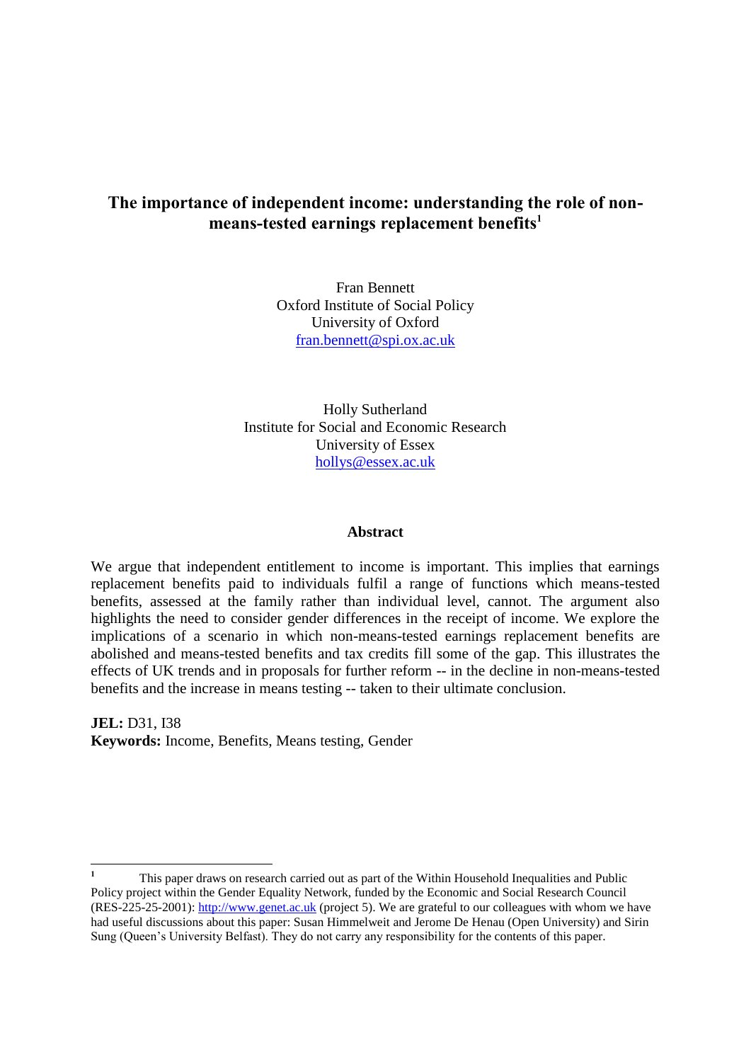# The importance of independent income: understanding the role of non-means-tested earnings replacement benefits[1]

Fran Bennett
Oxford Institute of Social Policy
University of Oxford
fran.bennett@spi.ox.ac.uk

Holly Sutherland
Institute for Social and Economic Research
University of Essex
hollys@essex.ac.uk

## Abstract

We argue that independent entitlement to income is important. This implies that earnings replacement benefits paid to individuals fulfil a range of functions which means-tested benefits, assessed at the family rather than individual level, cannot. The argument also highlights the need to consider gender differences in the receipt of income. We explore the implications of a scenario in which non-means-tested earnings replacement benefits are abolished and means-tested benefits and tax credits fill some of the gap. This illustrates the effects of UK trends and in proposals for further reform -- in the decline in non-means-tested benefits and the increase in means testing -- taken to their ultimate conclusion.

**JEL:** D31, I38
**Keywords:** Income, Benefits, Means testing, Gender

---

[1] This paper draws on research carried out as part of the Within Household Inequalities and Public Policy project within the Gender Equality Network, funded by the Economic and Social Research Council (RES-225-25-2001): http://www.genet.ac.uk (project 5). We are grateful to our colleagues with whom we have had useful discussions about this paper: Susan Himmelweit and Jerome De Henau (Open University) and Sirin Sung (Queen's University Belfast). They do not carry any responsibility for the contents of this paper.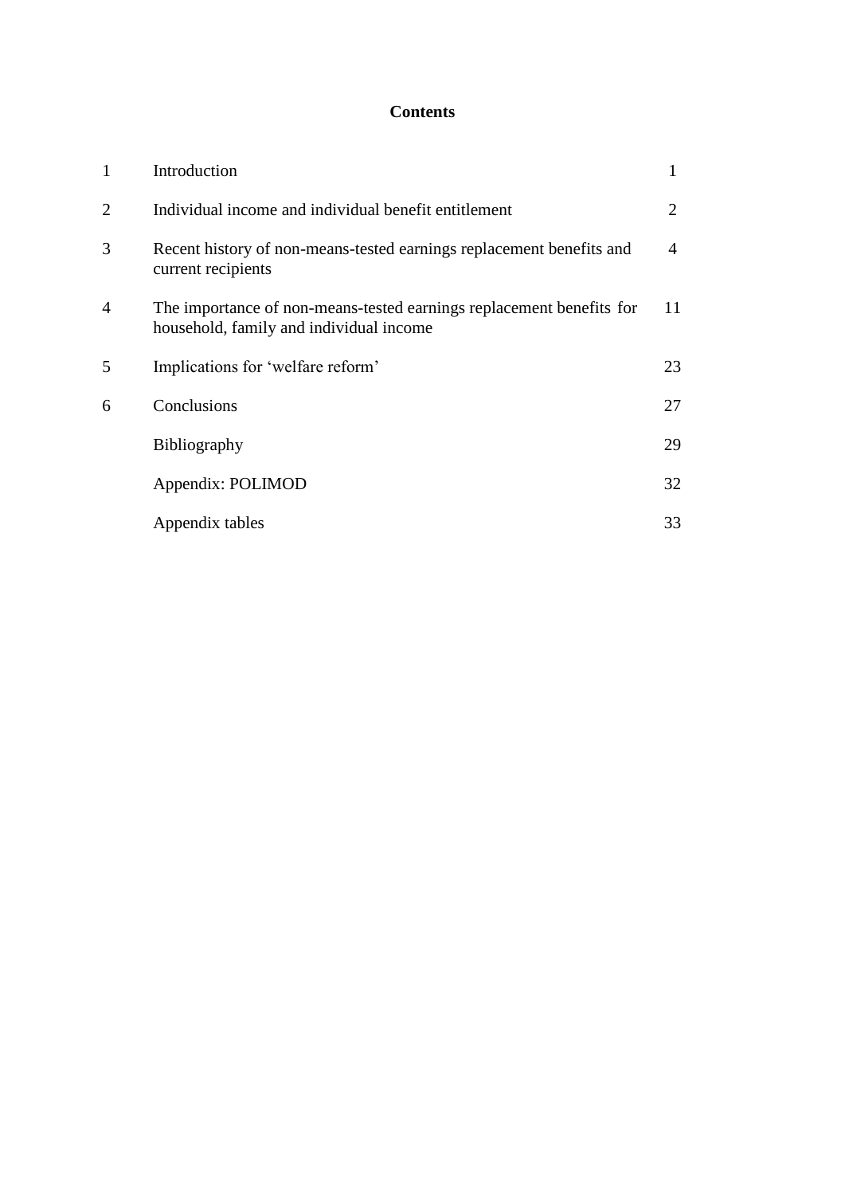# Contents

| | | |
|---|---|---|
| 1 | Introduction | 1 |
| 2 | Individual income and individual benefit entitlement | 2 |
| 3 | Recent history of non-means-tested earnings replacement benefits and current recipients | 4 |
| 4 | The importance of non-means-tested earnings replacement benefits for household, family and individual income | 11 |
| 5 | Implications for 'welfare reform' | 23 |
| 6 | Conclusions | 27 |
| | Bibliography | 29 |
| | Appendix: POLIMOD | 32 |
| | Appendix tables | 33 |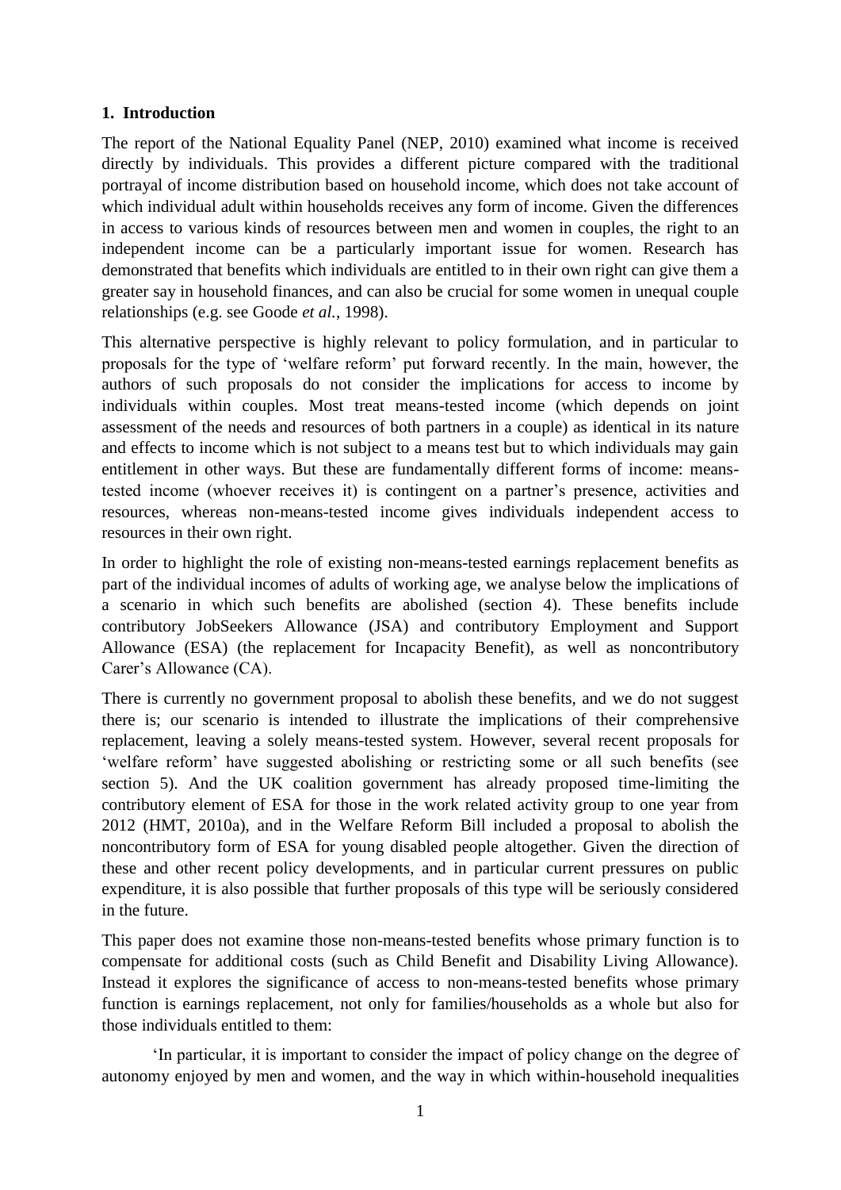## 1. Introduction

The report of the National Equality Panel (NEP, 2010) examined what income is received directly by individuals. This provides a different picture compared with the traditional portrayal of income distribution based on household income, which does not take account of which individual adult within households receives any form of income. Given the differences in access to various kinds of resources between men and women in couples, the right to an independent income can be a particularly important issue for women. Research has demonstrated that benefits which individuals are entitled to in their own right can give them a greater say in household finances, and can also be crucial for some women in unequal couple relationships (e.g. see Goode *et al.*, 1998).

This alternative perspective is highly relevant to policy formulation, and in particular to proposals for the type of 'welfare reform' put forward recently. In the main, however, the authors of such proposals do not consider the implications for access to income by individuals within couples. Most treat means-tested income (which depends on joint assessment of the needs and resources of both partners in a couple) as identical in its nature and effects to income which is not subject to a means test but to which individuals may gain entitlement in other ways. But these are fundamentally different forms of income: means-tested income (whoever receives it) is contingent on a partner's presence, activities and resources, whereas non-means-tested income gives individuals independent access to resources in their own right.

In order to highlight the role of existing non-means-tested earnings replacement benefits as part of the individual incomes of adults of working age, we analyse below the implications of a scenario in which such benefits are abolished (section 4). These benefits include contributory JobSeekers Allowance (JSA) and contributory Employment and Support Allowance (ESA) (the replacement for Incapacity Benefit), as well as noncontributory Carer's Allowance (CA).

There is currently no government proposal to abolish these benefits, and we do not suggest there is; our scenario is intended to illustrate the implications of their comprehensive replacement, leaving a solely means-tested system. However, several recent proposals for 'welfare reform' have suggested abolishing or restricting some or all such benefits (see section 5). And the UK coalition government has already proposed time-limiting the contributory element of ESA for those in the work related activity group to one year from 2012 (HMT, 2010a), and in the Welfare Reform Bill included a proposal to abolish the noncontributory form of ESA for young disabled people altogether. Given the direction of these and other recent policy developments, and in particular current pressures on public expenditure, it is also possible that further proposals of this type will be seriously considered in the future.

This paper does not examine those non-means-tested benefits whose primary function is to compensate for additional costs (such as Child Benefit and Disability Living Allowance). Instead it explores the significance of access to non-means-tested benefits whose primary function is earnings replacement, not only for families/households as a whole but also for those individuals entitled to them:

> 'In particular, it is important to consider the impact of policy change on the degree of autonomy enjoyed by men and women, and the way in which within-household inequalities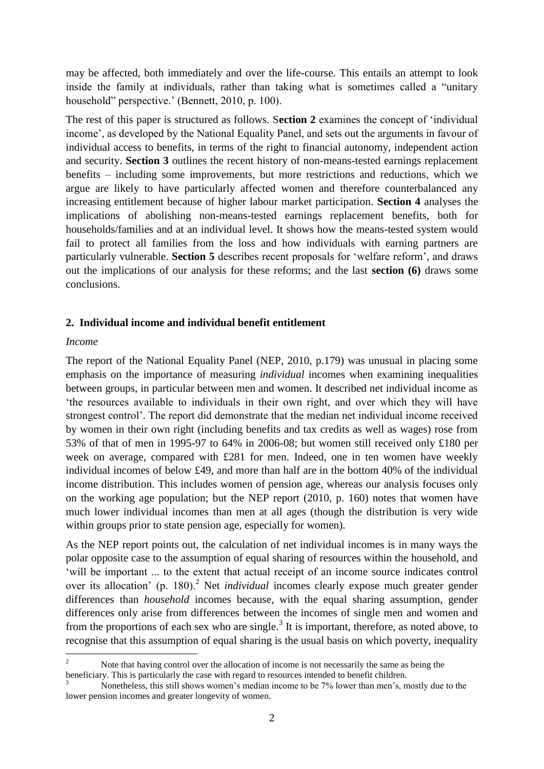may be affected, both immediately and over the life-course. This entails an attempt to look inside the family at individuals, rather than taking what is sometimes called a "unitary household" perspective.' (Bennett, 2010, p. 100).

The rest of this paper is structured as follows. S**ection 2** examines the concept of 'individual income', as developed by the National Equality Panel, and sets out the arguments in favour of individual access to benefits, in terms of the right to financial autonomy, independent action and security. **Section 3** outlines the recent history of non-means-tested earnings replacement benefits – including some improvements, but more restrictions and reductions, which we argue are likely to have particularly affected women and therefore counterbalanced any increasing entitlement because of higher labour market participation. **Section 4** analyses the implications of abolishing non-means-tested earnings replacement benefits, both for households/families and at an individual level. It shows how the means-tested system would fail to protect all families from the loss and how individuals with earning partners are particularly vulnerable. **Section 5** describes recent proposals for 'welfare reform', and draws out the implications of our analysis for these reforms; and the last **section (6)** draws some conclusions.

## 2. Individual income and individual benefit entitlement

*Income*

The report of the National Equality Panel (NEP, 2010, p.179) was unusual in placing some emphasis on the importance of measuring *individual* incomes when examining inequalities between groups, in particular between men and women. It described net individual income as 'the resources available to individuals in their own right, and over which they will have strongest control'. The report did demonstrate that the median net individual income received by women in their own right (including benefits and tax credits as well as wages) rose from 53% of that of men in 1995-97 to 64% in 2006-08; but women still received only £180 per week on average, compared with £281 for men. Indeed, one in ten women have weekly individual incomes of below £49, and more than half are in the bottom 40% of the individual income distribution. This includes women of pension age, whereas our analysis focuses only on the working age population; but the NEP report (2010, p. 160) notes that women have much lower individual incomes than men at all ages (though the distribution is very wide within groups prior to state pension age, especially for women).

As the NEP report points out, the calculation of net individual incomes is in many ways the polar opposite case to the assumption of equal sharing of resources within the household, and 'will be important ... to the extent that actual receipt of an income source indicates control over its allocation' (p. 180).[2] Net *individual* incomes clearly expose much greater gender differences than *household* incomes because, with the equal sharing assumption, gender differences only arise from differences between the incomes of single men and women and from the proportions of each sex who are single.[3] It is important, therefore, as noted above, to recognise that this assumption of equal sharing is the usual basis on which poverty, inequality

---

[2] Note that having control over the allocation of income is not necessarily the same as being the beneficiary. This is particularly the case with regard to resources intended to benefit children.

[3] Nonetheless, this still shows women's median income to be 7% lower than men's, mostly due to the lower pension incomes and greater longevity of women.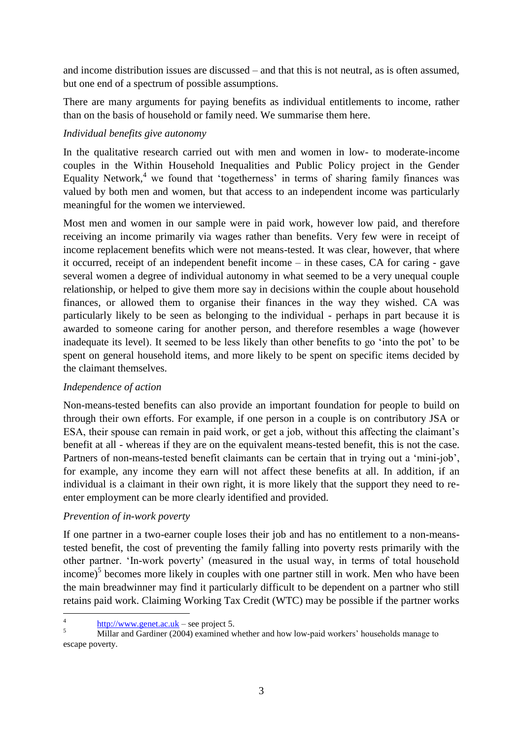and income distribution issues are discussed – and that this is not neutral, as is often assumed, but one end of a spectrum of possible assumptions.

There are many arguments for paying benefits as individual entitlements to income, rather than on the basis of household or family need. We summarise them here.

*Individual benefits give autonomy*

In the qualitative research carried out with men and women in low- to moderate-income couples in the Within Household Inequalities and Public Policy project in the Gender Equality Network,[4] we found that 'togetherness' in terms of sharing family finances was valued by both men and women, but that access to an independent income was particularly meaningful for the women we interviewed.

Most men and women in our sample were in paid work, however low paid, and therefore receiving an income primarily via wages rather than benefits. Very few were in receipt of income replacement benefits which were not means-tested. It was clear, however, that where it occurred, receipt of an independent benefit income – in these cases, CA for caring - gave several women a degree of individual autonomy in what seemed to be a very unequal couple relationship, or helped to give them more say in decisions within the couple about household finances, or allowed them to organise their finances in the way they wished. CA was particularly likely to be seen as belonging to the individual - perhaps in part because it is awarded to someone caring for another person, and therefore resembles a wage (however inadequate its level). It seemed to be less likely than other benefits to go 'into the pot' to be spent on general household items, and more likely to be spent on specific items decided by the claimant themselves.

*Independence of action*

Non-means-tested benefits can also provide an important foundation for people to build on through their own efforts. For example, if one person in a couple is on contributory JSA or ESA, their spouse can remain in paid work, or get a job, without this affecting the claimant's benefit at all - whereas if they are on the equivalent means-tested benefit, this is not the case. Partners of non-means-tested benefit claimants can be certain that in trying out a 'mini-job', for example, any income they earn will not affect these benefits at all. In addition, if an individual is a claimant in their own right, it is more likely that the support they need to re-enter employment can be more clearly identified and provided.

*Prevention of in-work poverty*

If one partner in a two-earner couple loses their job and has no entitlement to a non-means-tested benefit, the cost of preventing the family falling into poverty rests primarily with the other partner. 'In-work poverty' (measured in the usual way, in terms of total household income)[5] becomes more likely in couples with one partner still in work. Men who have been the main breadwinner may find it particularly difficult to be dependent on a partner who still retains paid work. Claiming Working Tax Credit (WTC) may be possible if the partner works

---

[4] http://www.genet.ac.uk – see project 5.

[5] Millar and Gardiner (2004) examined whether and how low-paid workers' households manage to escape poverty.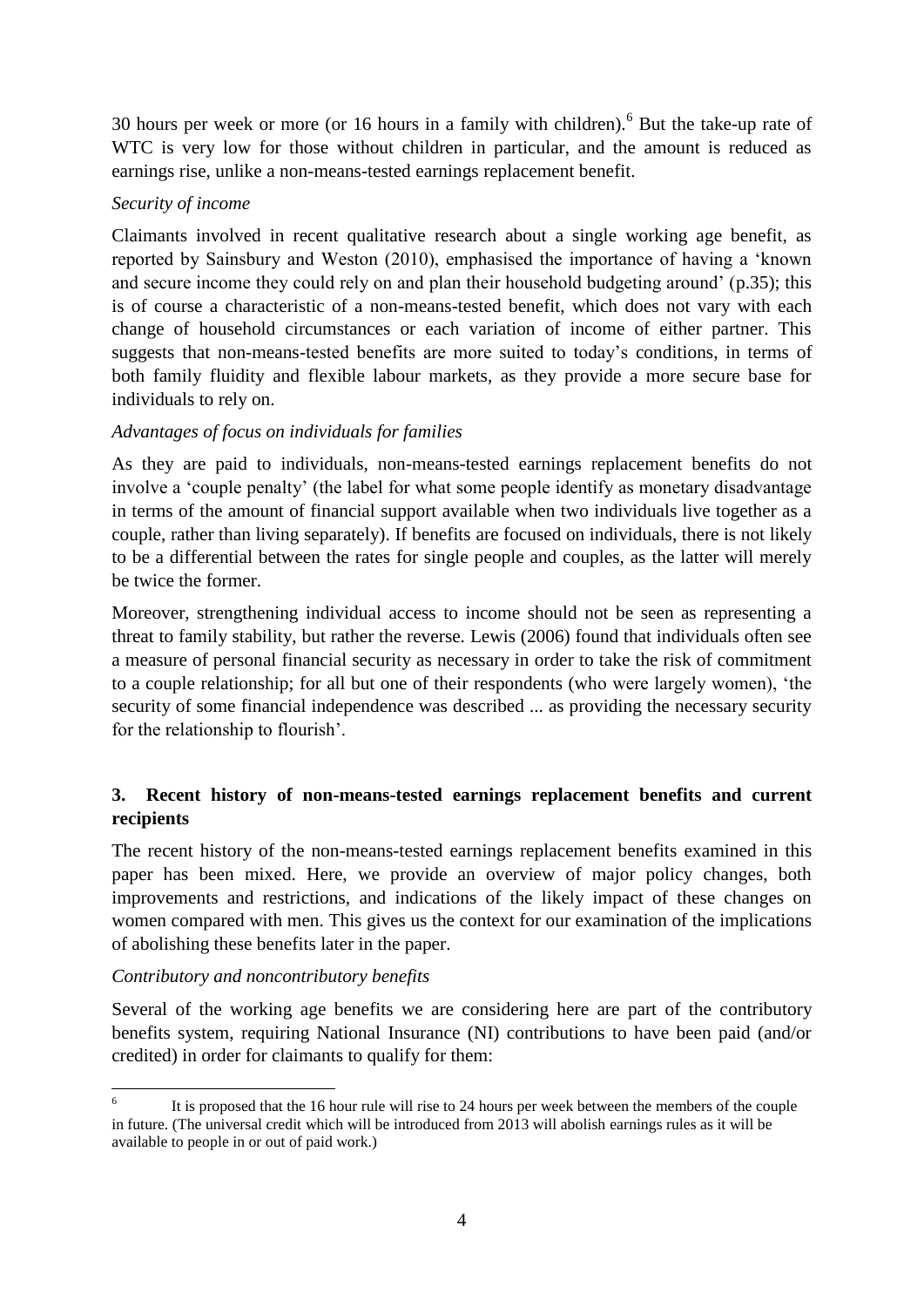30 hours per week or more (or 16 hours in a family with children).[6] But the take-up rate of WTC is very low for those without children in particular, and the amount is reduced as earnings rise, unlike a non-means-tested earnings replacement benefit.

*Security of income*

Claimants involved in recent qualitative research about a single working age benefit, as reported by Sainsbury and Weston (2010), emphasised the importance of having a 'known and secure income they could rely on and plan their household budgeting around' (p.35); this is of course a characteristic of a non-means-tested benefit, which does not vary with each change of household circumstances or each variation of income of either partner. This suggests that non-means-tested benefits are more suited to today's conditions, in terms of both family fluidity and flexible labour markets, as they provide a more secure base for individuals to rely on.

*Advantages of focus on individuals for families*

As they are paid to individuals, non-means-tested earnings replacement benefits do not involve a 'couple penalty' (the label for what some people identify as monetary disadvantage in terms of the amount of financial support available when two individuals live together as a couple, rather than living separately). If benefits are focused on individuals, there is not likely to be a differential between the rates for single people and couples, as the latter will merely be twice the former.

Moreover, strengthening individual access to income should not be seen as representing a threat to family stability, but rather the reverse. Lewis (2006) found that individuals often see a measure of personal financial security as necessary in order to take the risk of commitment to a couple relationship; for all but one of their respondents (who were largely women), 'the security of some financial independence was described ... as providing the necessary security for the relationship to flourish'.

## 3. Recent history of non-means-tested earnings replacement benefits and current recipients

The recent history of the non-means-tested earnings replacement benefits examined in this paper has been mixed. Here, we provide an overview of major policy changes, both improvements and restrictions, and indications of the likely impact of these changes on women compared with men. This gives us the context for our examination of the implications of abolishing these benefits later in the paper.

*Contributory and noncontributory benefits*

Several of the working age benefits we are considering here are part of the contributory benefits system, requiring National Insurance (NI) contributions to have been paid (and/or credited) in order for claimants to qualify for them:

[6] It is proposed that the 16 hour rule will rise to 24 hours per week between the members of the couple in future. (The universal credit which will be introduced from 2013 will abolish earnings rules as it will be available to people in or out of paid work.)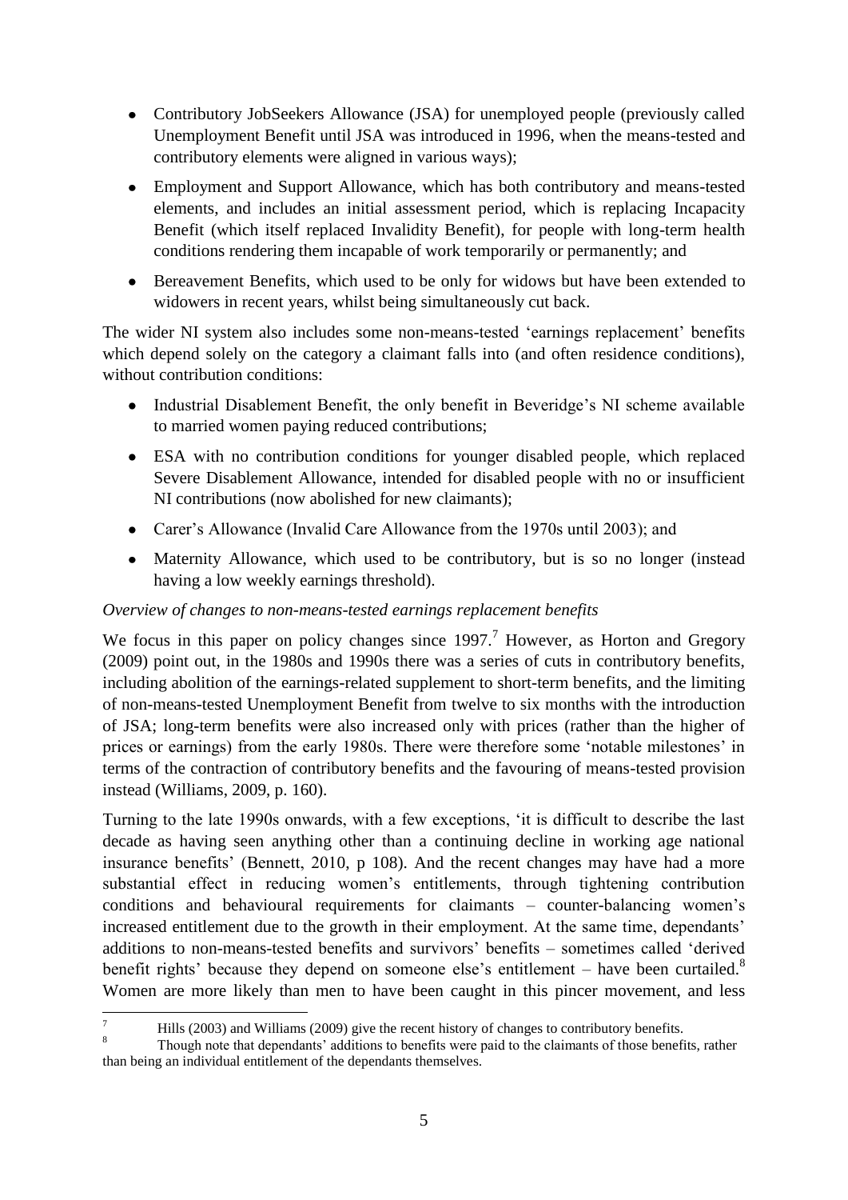- Contributory JobSeekers Allowance (JSA) for unemployed people (previously called Unemployment Benefit until JSA was introduced in 1996, when the means-tested and contributory elements were aligned in various ways);
- Employment and Support Allowance, which has both contributory and means-tested elements, and includes an initial assessment period, which is replacing Incapacity Benefit (which itself replaced Invalidity Benefit), for people with long-term health conditions rendering them incapable of work temporarily or permanently; and
- Bereavement Benefits, which used to be only for widows but have been extended to widowers in recent years, whilst being simultaneously cut back.

The wider NI system also includes some non-means-tested 'earnings replacement' benefits which depend solely on the category a claimant falls into (and often residence conditions), without contribution conditions:

- Industrial Disablement Benefit, the only benefit in Beveridge's NI scheme available to married women paying reduced contributions;
- ESA with no contribution conditions for younger disabled people, which replaced Severe Disablement Allowance, intended for disabled people with no or insufficient NI contributions (now abolished for new claimants);
- Carer's Allowance (Invalid Care Allowance from the 1970s until 2003); and
- Maternity Allowance, which used to be contributory, but is so no longer (instead having a low weekly earnings threshold).

*Overview of changes to non-means-tested earnings replacement benefits*

We focus in this paper on policy changes since 1997.[7] However, as Horton and Gregory (2009) point out, in the 1980s and 1990s there was a series of cuts in contributory benefits, including abolition of the earnings-related supplement to short-term benefits, and the limiting of non-means-tested Unemployment Benefit from twelve to six months with the introduction of JSA; long-term benefits were also increased only with prices (rather than the higher of prices or earnings) from the early 1980s. There were therefore some 'notable milestones' in terms of the contraction of contributory benefits and the favouring of means-tested provision instead (Williams, 2009, p. 160).

Turning to the late 1990s onwards, with a few exceptions, 'it is difficult to describe the last decade as having seen anything other than a continuing decline in working age national insurance benefits' (Bennett, 2010, p 108). And the recent changes may have had a more substantial effect in reducing women's entitlements, through tightening contribution conditions and behavioural requirements for claimants – counter-balancing women's increased entitlement due to the growth in their employment. At the same time, dependants' additions to non-means-tested benefits and survivors' benefits – sometimes called 'derived benefit rights' because they depend on someone else's entitlement – have been curtailed.[8] Women are more likely than men to have been caught in this pincer movement, and less

---

[7] Hills (2003) and Williams (2009) give the recent history of changes to contributory benefits.

[8] Though note that dependants' additions to benefits were paid to the claimants of those benefits, rather than being an individual entitlement of the dependants themselves.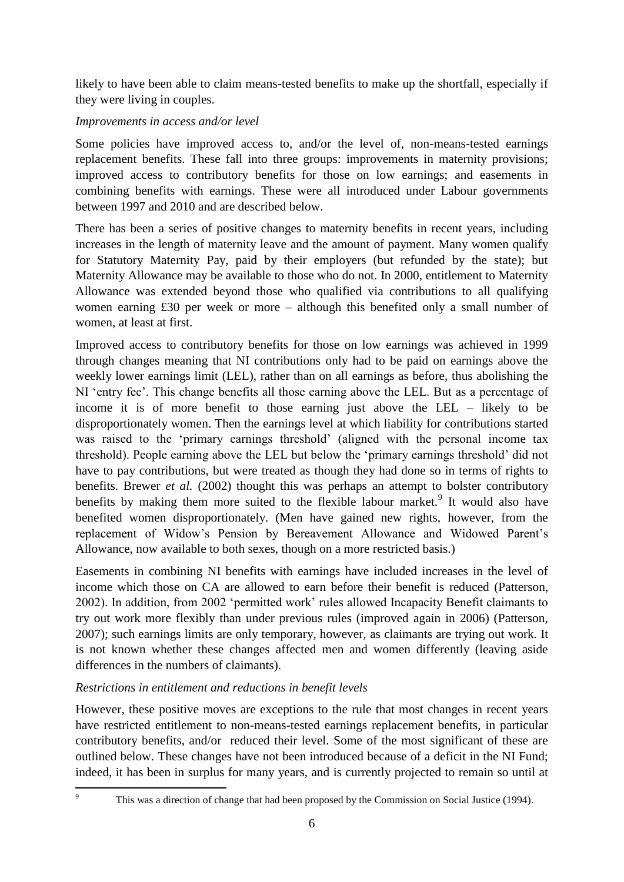likely to have been able to claim means-tested benefits to make up the shortfall, especially if they were living in couples.

*Improvements in access and/or level*

Some policies have improved access to, and/or the level of, non-means-tested earnings replacement benefits. These fall into three groups: improvements in maternity provisions; improved access to contributory benefits for those on low earnings; and easements in combining benefits with earnings. These were all introduced under Labour governments between 1997 and 2010 and are described below.

There has been a series of positive changes to maternity benefits in recent years, including increases in the length of maternity leave and the amount of payment. Many women qualify for Statutory Maternity Pay, paid by their employers (but refunded by the state); but Maternity Allowance may be available to those who do not. In 2000, entitlement to Maternity Allowance was extended beyond those who qualified via contributions to all qualifying women earning £30 per week or more – although this benefited only a small number of women, at least at first.

Improved access to contributory benefits for those on low earnings was achieved in 1999 through changes meaning that NI contributions only had to be paid on earnings above the weekly lower earnings limit (LEL), rather than on all earnings as before, thus abolishing the NI 'entry fee'. This change benefits all those earning above the LEL. But as a percentage of income it is of more benefit to those earning just above the LEL – likely to be disproportionately women. Then the earnings level at which liability for contributions started was raised to the 'primary earnings threshold' (aligned with the personal income tax threshold). People earning above the LEL but below the 'primary earnings threshold' did not have to pay contributions, but were treated as though they had done so in terms of rights to benefits. Brewer *et al.* (2002) thought this was perhaps an attempt to bolster contributory benefits by making them more suited to the flexible labour market.[9] It would also have benefited women disproportionately. (Men have gained new rights, however, from the replacement of Widow's Pension by Bereavement Allowance and Widowed Parent's Allowance, now available to both sexes, though on a more restricted basis.)

Easements in combining NI benefits with earnings have included increases in the level of income which those on CA are allowed to earn before their benefit is reduced (Patterson, 2002). In addition, from 2002 'permitted work' rules allowed Incapacity Benefit claimants to try out work more flexibly than under previous rules (improved again in 2006) (Patterson, 2007); such earnings limits are only temporary, however, as claimants are trying out work. It is not known whether these changes affected men and women differently (leaving aside differences in the numbers of claimants).

*Restrictions in entitlement and reductions in benefit levels*

However, these positive moves are exceptions to the rule that most changes in recent years have restricted entitlement to non-means-tested earnings replacement benefits, in particular contributory benefits, and/or reduced their level. Some of the most significant of these are outlined below. These changes have not been introduced because of a deficit in the NI Fund; indeed, it has been in surplus for many years, and is currently projected to remain so until at

[9] This was a direction of change that had been proposed by the Commission on Social Justice (1994).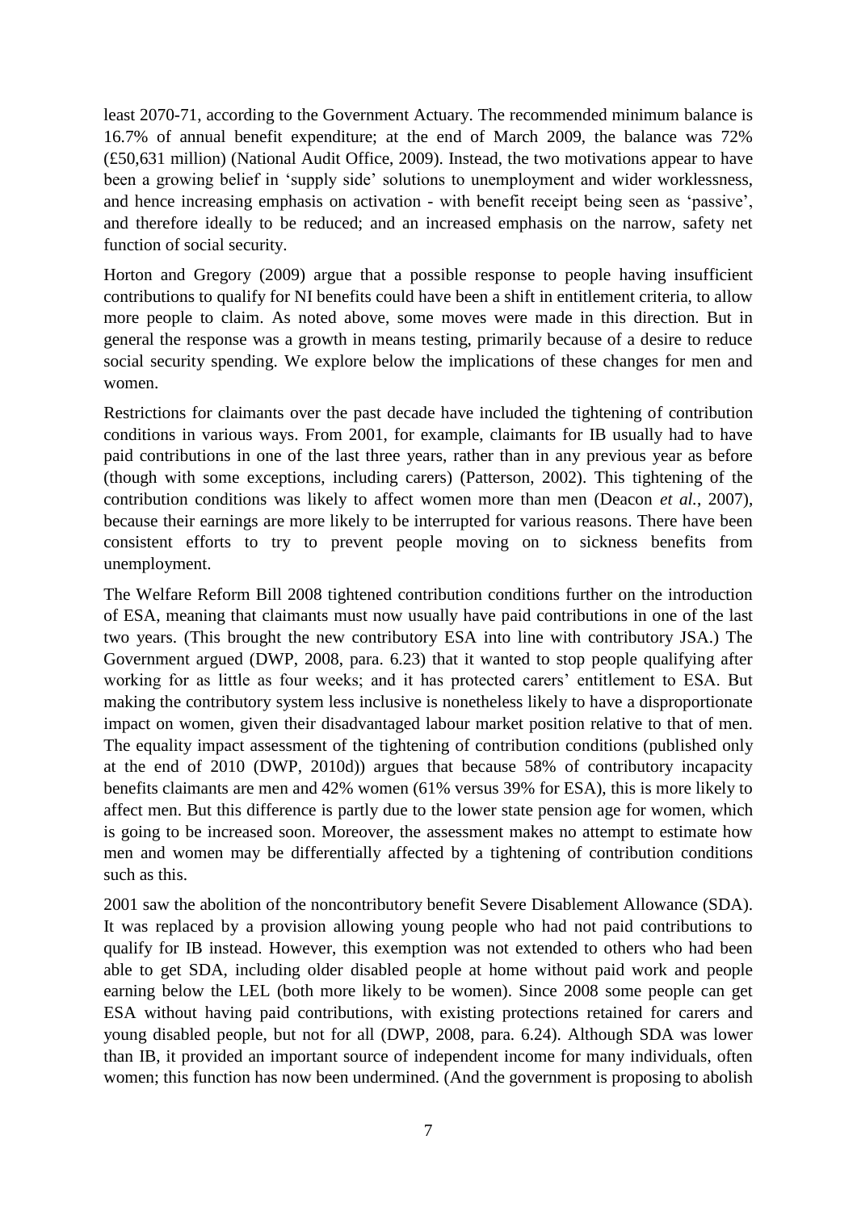least 2070-71, according to the Government Actuary. The recommended minimum balance is 16.7% of annual benefit expenditure; at the end of March 2009, the balance was 72% (£50,631 million) (National Audit Office, 2009). Instead, the two motivations appear to have been a growing belief in 'supply side' solutions to unemployment and wider worklessness, and hence increasing emphasis on activation - with benefit receipt being seen as 'passive', and therefore ideally to be reduced; and an increased emphasis on the narrow, safety net function of social security.

Horton and Gregory (2009) argue that a possible response to people having insufficient contributions to qualify for NI benefits could have been a shift in entitlement criteria, to allow more people to claim. As noted above, some moves were made in this direction. But in general the response was a growth in means testing, primarily because of a desire to reduce social security spending. We explore below the implications of these changes for men and women.

Restrictions for claimants over the past decade have included the tightening of contribution conditions in various ways. From 2001, for example, claimants for IB usually had to have paid contributions in one of the last three years, rather than in any previous year as before (though with some exceptions, including carers) (Patterson, 2002). This tightening of the contribution conditions was likely to affect women more than men (Deacon *et al.*, 2007), because their earnings are more likely to be interrupted for various reasons. There have been consistent efforts to try to prevent people moving on to sickness benefits from unemployment.

The Welfare Reform Bill 2008 tightened contribution conditions further on the introduction of ESA, meaning that claimants must now usually have paid contributions in one of the last two years. (This brought the new contributory ESA into line with contributory JSA.) The Government argued (DWP, 2008, para. 6.23) that it wanted to stop people qualifying after working for as little as four weeks; and it has protected carers' entitlement to ESA. But making the contributory system less inclusive is nonetheless likely to have a disproportionate impact on women, given their disadvantaged labour market position relative to that of men. The equality impact assessment of the tightening of contribution conditions (published only at the end of 2010 (DWP, 2010d)) argues that because 58% of contributory incapacity benefits claimants are men and 42% women (61% versus 39% for ESA), this is more likely to affect men. But this difference is partly due to the lower state pension age for women, which is going to be increased soon. Moreover, the assessment makes no attempt to estimate how men and women may be differentially affected by a tightening of contribution conditions such as this.

2001 saw the abolition of the noncontributory benefit Severe Disablement Allowance (SDA). It was replaced by a provision allowing young people who had not paid contributions to qualify for IB instead. However, this exemption was not extended to others who had been able to get SDA, including older disabled people at home without paid work and people earning below the LEL (both more likely to be women). Since 2008 some people can get ESA without having paid contributions, with existing protections retained for carers and young disabled people, but not for all (DWP, 2008, para. 6.24). Although SDA was lower than IB, it provided an important source of independent income for many individuals, often women; this function has now been undermined. (And the government is proposing to abolish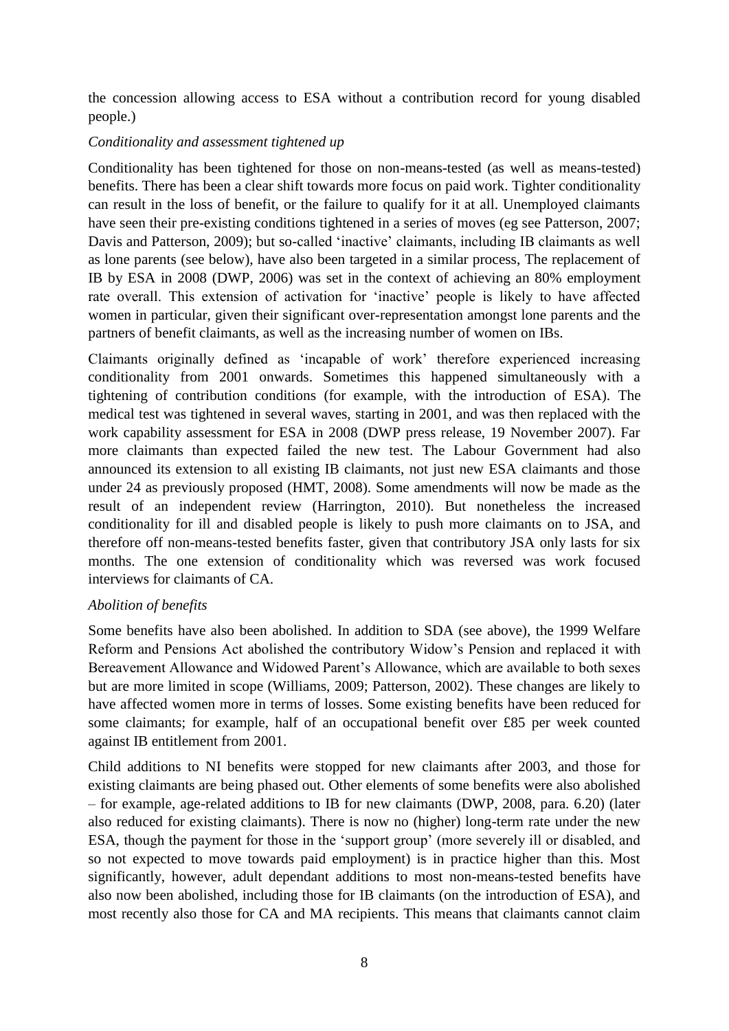the concession allowing access to ESA without a contribution record for young disabled people.)

*Conditionality and assessment tightened up*

Conditionality has been tightened for those on non-means-tested (as well as means-tested) benefits. There has been a clear shift towards more focus on paid work. Tighter conditionality can result in the loss of benefit, or the failure to qualify for it at all. Unemployed claimants have seen their pre-existing conditions tightened in a series of moves (eg see Patterson, 2007; Davis and Patterson, 2009); but so-called 'inactive' claimants, including IB claimants as well as lone parents (see below), have also been targeted in a similar process, The replacement of IB by ESA in 2008 (DWP, 2006) was set in the context of achieving an 80% employment rate overall. This extension of activation for 'inactive' people is likely to have affected women in particular, given their significant over-representation amongst lone parents and the partners of benefit claimants, as well as the increasing number of women on IBs.

Claimants originally defined as 'incapable of work' therefore experienced increasing conditionality from 2001 onwards. Sometimes this happened simultaneously with a tightening of contribution conditions (for example, with the introduction of ESA). The medical test was tightened in several waves, starting in 2001, and was then replaced with the work capability assessment for ESA in 2008 (DWP press release, 19 November 2007). Far more claimants than expected failed the new test. The Labour Government had also announced its extension to all existing IB claimants, not just new ESA claimants and those under 24 as previously proposed (HMT, 2008). Some amendments will now be made as the result of an independent review (Harrington, 2010). But nonetheless the increased conditionality for ill and disabled people is likely to push more claimants on to JSA, and therefore off non-means-tested benefits faster, given that contributory JSA only lasts for six months. The one extension of conditionality which was reversed was work focused interviews for claimants of CA.

*Abolition of benefits*

Some benefits have also been abolished. In addition to SDA (see above), the 1999 Welfare Reform and Pensions Act abolished the contributory Widow's Pension and replaced it with Bereavement Allowance and Widowed Parent's Allowance, which are available to both sexes but are more limited in scope (Williams, 2009; Patterson, 2002). These changes are likely to have affected women more in terms of losses. Some existing benefits have been reduced for some claimants; for example, half of an occupational benefit over £85 per week counted against IB entitlement from 2001.

Child additions to NI benefits were stopped for new claimants after 2003, and those for existing claimants are being phased out. Other elements of some benefits were also abolished – for example, age-related additions to IB for new claimants (DWP, 2008, para. 6.20) (later also reduced for existing claimants). There is now no (higher) long-term rate under the new ESA, though the payment for those in the 'support group' (more severely ill or disabled, and so not expected to move towards paid employment) is in practice higher than this. Most significantly, however, adult dependant additions to most non-means-tested benefits have also now been abolished, including those for IB claimants (on the introduction of ESA), and most recently also those for CA and MA recipients. This means that claimants cannot claim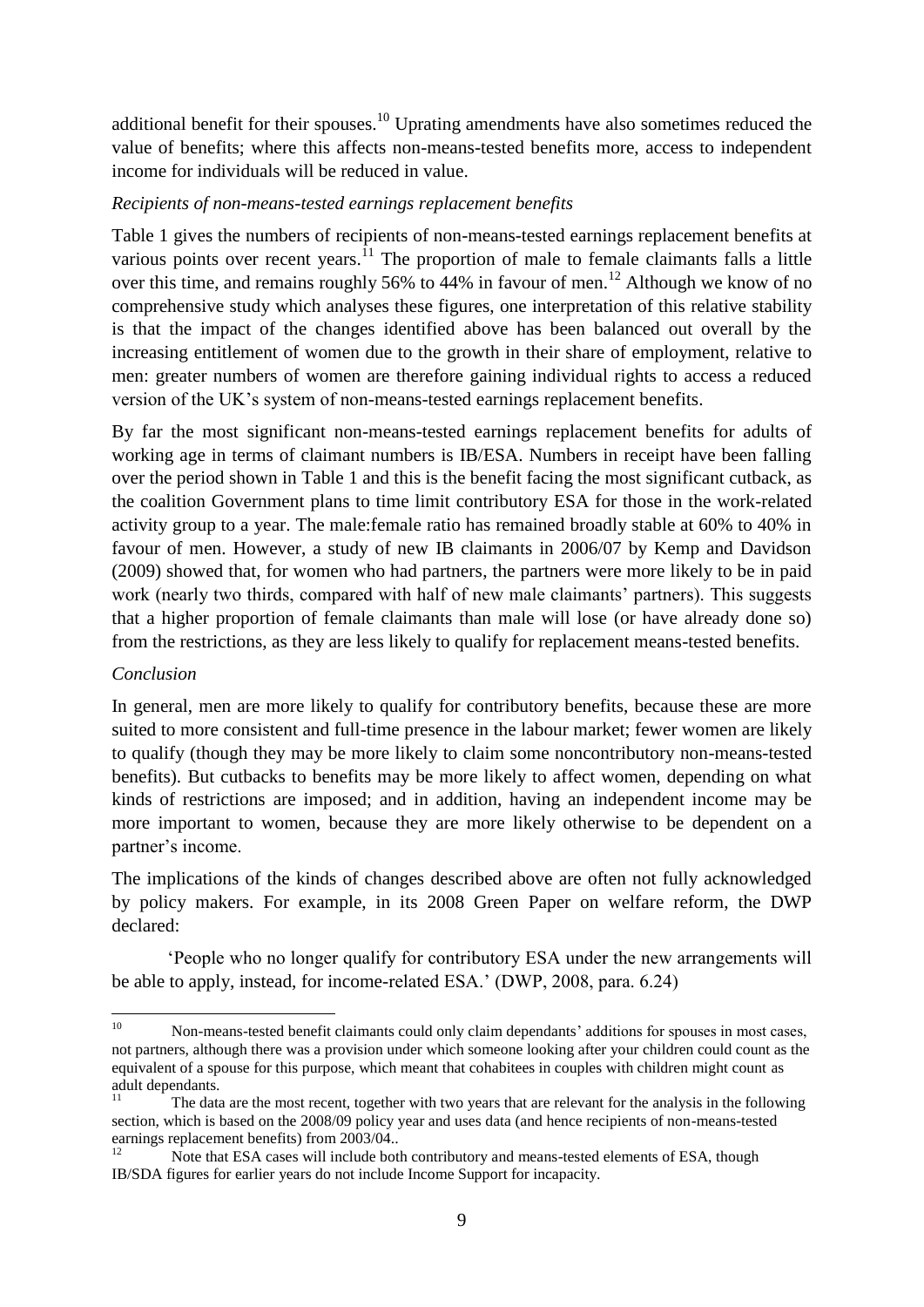additional benefit for their spouses.[10] Uprating amendments have also sometimes reduced the value of benefits; where this affects non-means-tested benefits more, access to independent income for individuals will be reduced in value.

*Recipients of non-means-tested earnings replacement benefits*

Table 1 gives the numbers of recipients of non-means-tested earnings replacement benefits at various points over recent years.[11] The proportion of male to female claimants falls a little over this time, and remains roughly 56% to 44% in favour of men.[12] Although we know of no comprehensive study which analyses these figures, one interpretation of this relative stability is that the impact of the changes identified above has been balanced out overall by the increasing entitlement of women due to the growth in their share of employment, relative to men: greater numbers of women are therefore gaining individual rights to access a reduced version of the UK's system of non-means-tested earnings replacement benefits.

By far the most significant non-means-tested earnings replacement benefits for adults of working age in terms of claimant numbers is IB/ESA. Numbers in receipt have been falling over the period shown in Table 1 and this is the benefit facing the most significant cutback, as the coalition Government plans to time limit contributory ESA for those in the work-related activity group to a year. The male:female ratio has remained broadly stable at 60% to 40% in favour of men. However, a study of new IB claimants in 2006/07 by Kemp and Davidson (2009) showed that, for women who had partners, the partners were more likely to be in paid work (nearly two thirds, compared with half of new male claimants' partners). This suggests that a higher proportion of female claimants than male will lose (or have already done so) from the restrictions, as they are less likely to qualify for replacement means-tested benefits.

*Conclusion*

In general, men are more likely to qualify for contributory benefits, because these are more suited to more consistent and full-time presence in the labour market; fewer women are likely to qualify (though they may be more likely to claim some noncontributory non-means-tested benefits). But cutbacks to benefits may be more likely to affect women, depending on what kinds of restrictions are imposed; and in addition, having an independent income may be more important to women, because they are more likely otherwise to be dependent on a partner's income.

The implications of the kinds of changes described above are often not fully acknowledged by policy makers. For example, in its 2008 Green Paper on welfare reform, the DWP declared:

> 'People who no longer qualify for contributory ESA under the new arrangements will be able to apply, instead, for income-related ESA.' (DWP, 2008, para. 6.24)

---

[10] Non-means-tested benefit claimants could only claim dependants' additions for spouses in most cases, not partners, although there was a provision under which someone looking after your children could count as the equivalent of a spouse for this purpose, which meant that cohabitees in couples with children might count as adult dependants.

[11] The data are the most recent, together with two years that are relevant for the analysis in the following section, which is based on the 2008/09 policy year and uses data (and hence recipients of non-means-tested earnings replacement benefits) from 2003/04..

[12] Note that ESA cases will include both contributory and means-tested elements of ESA, though IB/SDA figures for earlier years do not include Income Support for incapacity.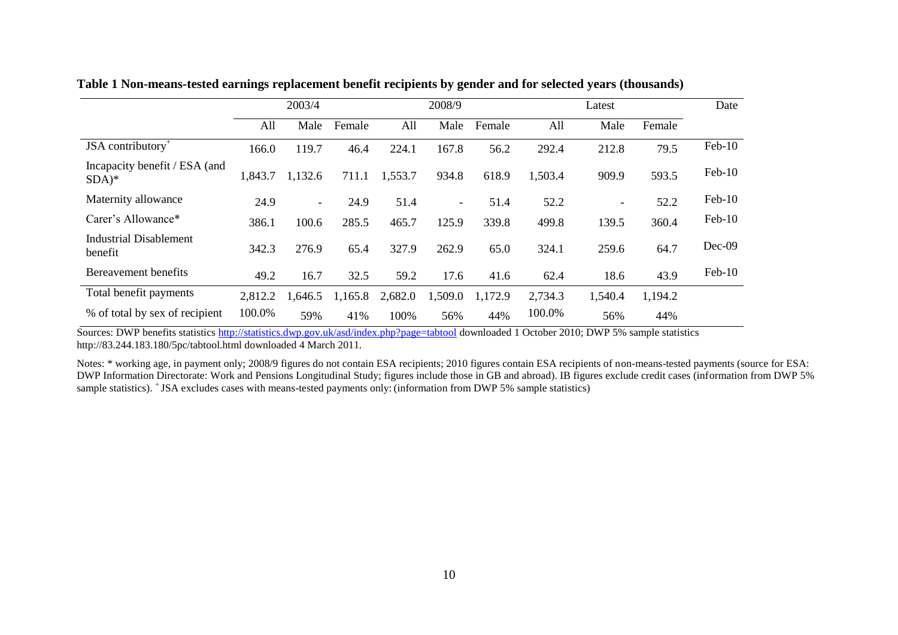**Table 1 Non-means-tested earnings replacement benefit recipients by gender and for selected years (thousands)**

| | 2003/4 | | | 2008/9 | | | Latest | | | Date |
|---|---|---|---|---|---|---|---|---|---|---|
| | All | Male | Female | All | Male | Female | All | Male | Female | |
| JSA contributory[+] | 166.0 | 119.7 | 46.4 | 224.1 | 167.8 | 56.2 | 292.4 | 212.8 | 79.5 | Feb-10 |
| Incapacity benefit / ESA (and SDA)* | 1,843.7 | 1,132.6 | 711.1 | 1,553.7 | 934.8 | 618.9 | 1,503.4 | 909.9 | 593.5 | Feb-10 |
| Maternity allowance | 24.9 | - | 24.9 | 51.4 | - | 51.4 | 52.2 | - | 52.2 | Feb-10 |
| Carer's Allowance* | 386.1 | 100.6 | 285.5 | 465.7 | 125.9 | 339.8 | 499.8 | 139.5 | 360.4 | Feb-10 |
| Industrial Disablement benefit | 342.3 | 276.9 | 65.4 | 327.9 | 262.9 | 65.0 | 324.1 | 259.6 | 64.7 | Dec-09 |
| Bereavement benefits | 49.2 | 16.7 | 32.5 | 59.2 | 17.6 | 41.6 | 62.4 | 18.6 | 43.9 | Feb-10 |
| Total benefit payments | 2,812.2 | 1,646.5 | 1,165.8 | 2,682.0 | 1,509.0 | 1,172.9 | 2,734.3 | 1,540.4 | 1,194.2 | |
| % of total by sex of recipient | 100.0% | 59% | 41% | 100% | 56% | 44% | 100.0% | 56% | 44% | |

Sources: DWP benefits statistics http://statistics.dwp.gov.uk/asd/index.php?page=tabtool downloaded 1 October 2010; DWP 5% sample statistics http://83.244.183.180/5pc/tabtool.html downloaded 4 March 2011.

Notes: * working age, in payment only; 2008/9 figures do not contain ESA recipients; 2010 figures contain ESA recipients of non-means-tested payments (source for ESA: DWP Information Directorate: Work and Pensions Longitudinal Study; figures include those in GB and abroad). IB figures exclude credit cases (information from DWP 5% sample statistics). [+] JSA excludes cases with means-tested payments only: (information from DWP 5% sample statistics)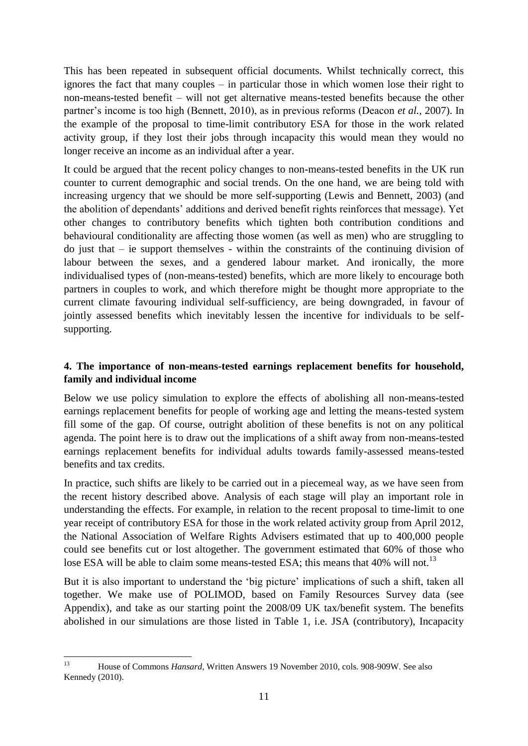This has been repeated in subsequent official documents. Whilst technically correct, this ignores the fact that many couples – in particular those in which women lose their right to non-means-tested benefit – will not get alternative means-tested benefits because the other partner's income is too high (Bennett, 2010), as in previous reforms (Deacon *et al.,* 2007). In the example of the proposal to time-limit contributory ESA for those in the work related activity group, if they lost their jobs through incapacity this would mean they would no longer receive an income as an individual after a year.

It could be argued that the recent policy changes to non-means-tested benefits in the UK run counter to current demographic and social trends. On the one hand, we are being told with increasing urgency that we should be more self-supporting (Lewis and Bennett, 2003) (and the abolition of dependants' additions and derived benefit rights reinforces that message). Yet other changes to contributory benefits which tighten both contribution conditions and behavioural conditionality are affecting those women (as well as men) who are struggling to do just that – ie support themselves - within the constraints of the continuing division of labour between the sexes, and a gendered labour market. And ironically, the more individualised types of (non-means-tested) benefits, which are more likely to encourage both partners in couples to work, and which therefore might be thought more appropriate to the current climate favouring individual self-sufficiency, are being downgraded, in favour of jointly assessed benefits which inevitably lessen the incentive for individuals to be self-supporting.

## 4. The importance of non-means-tested earnings replacement benefits for household, family and individual income

Below we use policy simulation to explore the effects of abolishing all non-means-tested earnings replacement benefits for people of working age and letting the means-tested system fill some of the gap. Of course, outright abolition of these benefits is not on any political agenda. The point here is to draw out the implications of a shift away from non-means-tested earnings replacement benefits for individual adults towards family-assessed means-tested benefits and tax credits.

In practice, such shifts are likely to be carried out in a piecemeal way, as we have seen from the recent history described above. Analysis of each stage will play an important role in understanding the effects. For example, in relation to the recent proposal to time-limit to one year receipt of contributory ESA for those in the work related activity group from April 2012, the National Association of Welfare Rights Advisers estimated that up to 400,000 people could see benefits cut or lost altogether. The government estimated that 60% of those who lose ESA will be able to claim some means-tested ESA; this means that 40% will not.[13]

But it is also important to understand the 'big picture' implications of such a shift, taken all together. We make use of POLIMOD, based on Family Resources Survey data (see Appendix), and take as our starting point the 2008/09 UK tax/benefit system. The benefits abolished in our simulations are those listed in Table 1, i.e. JSA (contributory), Incapacity

[13] House of Commons *Hansard*, Written Answers 19 November 2010, cols. 908-909W. See also Kennedy (2010).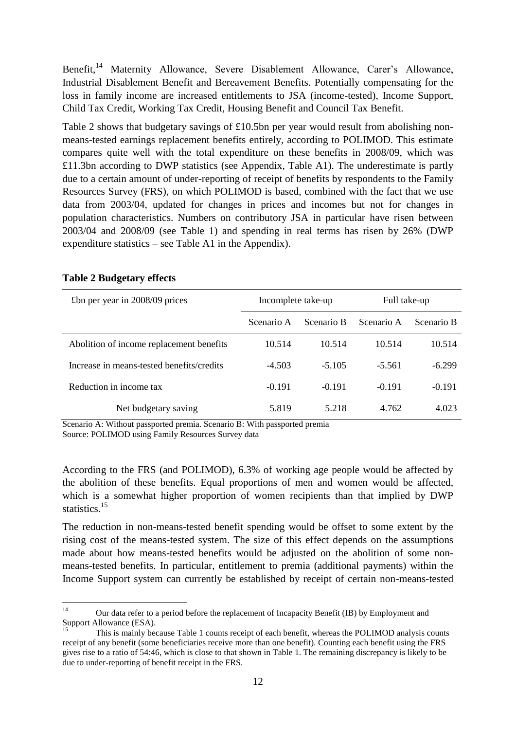Benefit,[14] Maternity Allowance, Severe Disablement Allowance, Carer's Allowance, Industrial Disablement Benefit and Bereavement Benefits. Potentially compensating for the loss in family income are increased entitlements to JSA (income-tested), Income Support, Child Tax Credit, Working Tax Credit, Housing Benefit and Council Tax Benefit.

Table 2 shows that budgetary savings of £10.5bn per year would result from abolishing non-means-tested earnings replacement benefits entirely, according to POLIMOD. This estimate compares quite well with the total expenditure on these benefits in 2008/09, which was £11.3bn according to DWP statistics (see Appendix, Table A1). The underestimate is partly due to a certain amount of under-reporting of receipt of benefits by respondents to the Family Resources Survey (FRS), on which POLIMOD is based, combined with the fact that we use data from 2003/04, updated for changes in prices and incomes but not for changes in population characteristics. Numbers on contributory JSA in particular have risen between 2003/04 and 2008/09 (see Table 1) and spending in real terms has risen by 26% (DWP expenditure statistics – see Table A1 in the Appendix).

**Table 2 Budgetary effects**

| £bn per year in 2008/09 prices | Incomplete take-up | | Full take-up | |
|---|---|---|---|---|
| | Scenario A | Scenario B | Scenario A | Scenario B |
| Abolition of income replacement benefits | 10.514 | 10.514 | 10.514 | 10.514 |
| Increase in means-tested benefits/credits | -4.503 | -5.105 | -5.561 | -6.299 |
| Reduction in income tax | -0.191 | -0.191 | -0.191 | -0.191 |
| Net budgetary saving | 5.819 | 5.218 | 4.762 | 4.023 |

Scenario A: Without passported premia. Scenario B: With passported premia
Source: POLIMOD using Family Resources Survey data

According to the FRS (and POLIMOD), 6.3% of working age people would be affected by the abolition of these benefits. Equal proportions of men and women would be affected, which is a somewhat higher proportion of women recipients than that implied by DWP statistics.[15]

The reduction in non-means-tested benefit spending would be offset to some extent by the rising cost of the means-tested system. The size of this effect depends on the assumptions made about how means-tested benefits would be adjusted on the abolition of some non-means-tested benefits. In particular, entitlement to premia (additional payments) within the Income Support system can currently be established by receipt of certain non-means-tested

---

[14] Our data refer to a period before the replacement of Incapacity Benefit (IB) by Employment and Support Allowance (ESA).

[15] This is mainly because Table 1 counts receipt of each benefit, whereas the POLIMOD analysis counts receipt of any benefit (some beneficiaries receive more than one benefit). Counting each benefit using the FRS gives rise to a ratio of 54:46, which is close to that shown in Table 1. The remaining discrepancy is likely to be due to under-reporting of benefit receipt in the FRS.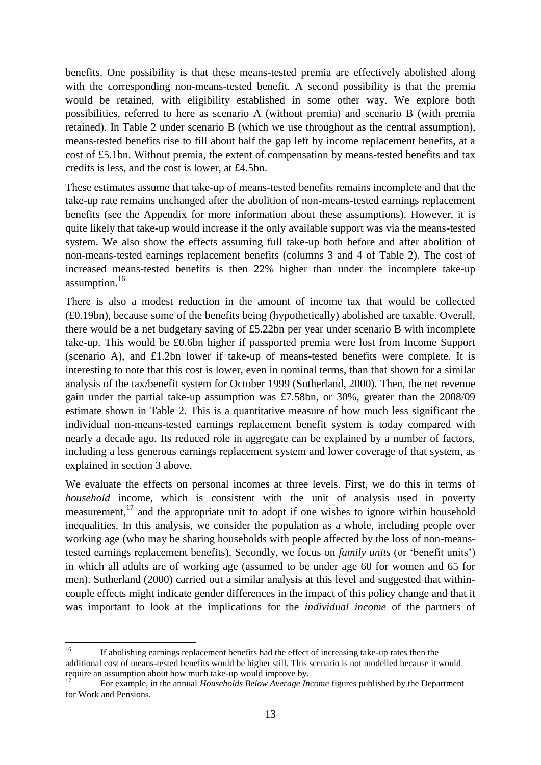benefits. One possibility is that these means-tested premia are effectively abolished along with the corresponding non-means-tested benefit. A second possibility is that the premia would be retained, with eligibility established in some other way. We explore both possibilities, referred to here as scenario A (without premia) and scenario B (with premia retained). In Table 2 under scenario B (which we use throughout as the central assumption), means-tested benefits rise to fill about half the gap left by income replacement benefits, at a cost of £5.1bn. Without premia, the extent of compensation by means-tested benefits and tax credits is less, and the cost is lower, at £4.5bn.

These estimates assume that take-up of means-tested benefits remains incomplete and that the take-up rate remains unchanged after the abolition of non-means-tested earnings replacement benefits (see the Appendix for more information about these assumptions). However, it is quite likely that take-up would increase if the only available support was via the means-tested system. We also show the effects assuming full take-up both before and after abolition of non-means-tested earnings replacement benefits (columns 3 and 4 of Table 2). The cost of increased means-tested benefits is then 22% higher than under the incomplete take-up assumption.[16]

There is also a modest reduction in the amount of income tax that would be collected (£0.19bn), because some of the benefits being (hypothetically) abolished are taxable. Overall, there would be a net budgetary saving of £5.22bn per year under scenario B with incomplete take-up. This would be £0.6bn higher if passported premia were lost from Income Support (scenario A), and £1.2bn lower if take-up of means-tested benefits were complete. It is interesting to note that this cost is lower, even in nominal terms, than that shown for a similar analysis of the tax/benefit system for October 1999 (Sutherland, 2000). Then, the net revenue gain under the partial take-up assumption was £7.58bn, or 30%, greater than the 2008/09 estimate shown in Table 2. This is a quantitative measure of how much less significant the individual non-means-tested earnings replacement benefit system is today compared with nearly a decade ago. Its reduced role in aggregate can be explained by a number of factors, including a less generous earnings replacement system and lower coverage of that system, as explained in section 3 above.

We evaluate the effects on personal incomes at three levels. First, we do this in terms of *household* income, which is consistent with the unit of analysis used in poverty measurement,[17] and the appropriate unit to adopt if one wishes to ignore within household inequalities. In this analysis, we consider the population as a whole, including people over working age (who may be sharing households with people affected by the loss of non-means-tested earnings replacement benefits). Secondly, we focus on *family units* (or 'benefit units') in which all adults are of working age (assumed to be under age 60 for women and 65 for men). Sutherland (2000) carried out a similar analysis at this level and suggested that within-couple effects might indicate gender differences in the impact of this policy change and that it was important to look at the implications for the *individual income* of the partners of

---

[16] If abolishing earnings replacement benefits had the effect of increasing take-up rates then the additional cost of means-tested benefits would be higher still. This scenario is not modelled because it would require an assumption about how much take-up would improve by.

[17] For example, in the annual *Households Below Average Income* figures published by the Department for Work and Pensions.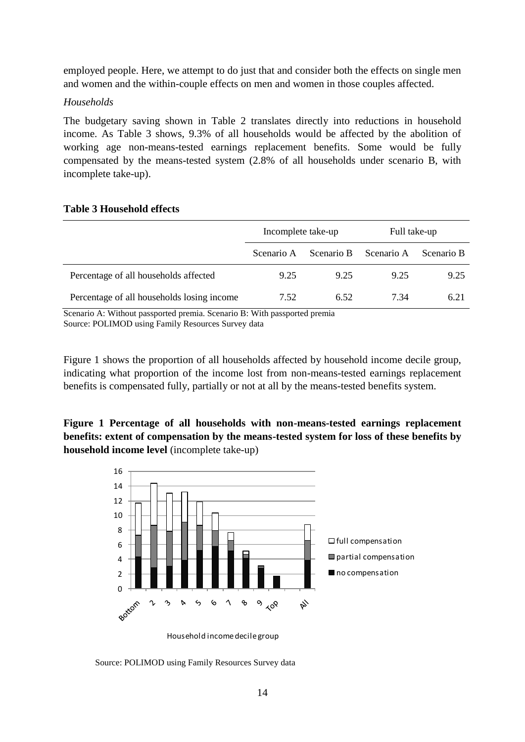employed people. Here, we attempt to do just that and consider both the effects on single men and women and the within-couple effects on men and women in those couples affected.

*Households*

The budgetary saving shown in Table 2 translates directly into reductions in household income. As Table 3 shows, 9.3% of all households would be affected by the abolition of working age non-means-tested earnings replacement benefits. Some would be fully compensated by the means-tested system (2.8% of all households under scenario B, with incomplete take-up).

**Table 3 Household effects**

| | Incomplete take-up | | Full take-up | |
|---|---|---|---|---|
| | Scenario A | Scenario B | Scenario A | Scenario B |
| Percentage of all households affected | 9.25 | 9.25 | 9.25 | 9.25 |
| Percentage of all households losing income | 7.52 | 6.52 | 7.34 | 6.21 |

Scenario A: Without passported premia. Scenario B: With passported premia
Source: POLIMOD using Family Resources Survey data

Figure 1 shows the proportion of all households affected by household income decile group, indicating what proportion of the income lost from non-means-tested earnings replacement benefits is compensated fully, partially or not at all by the means-tested benefits system.

**Figure 1 Percentage of all households with non-means-tested earnings replacement benefits: extent of compensation by the means-tested system for loss of these benefits by household income level** (incomplete take-up)

Source: POLIMOD using Family Resources Survey data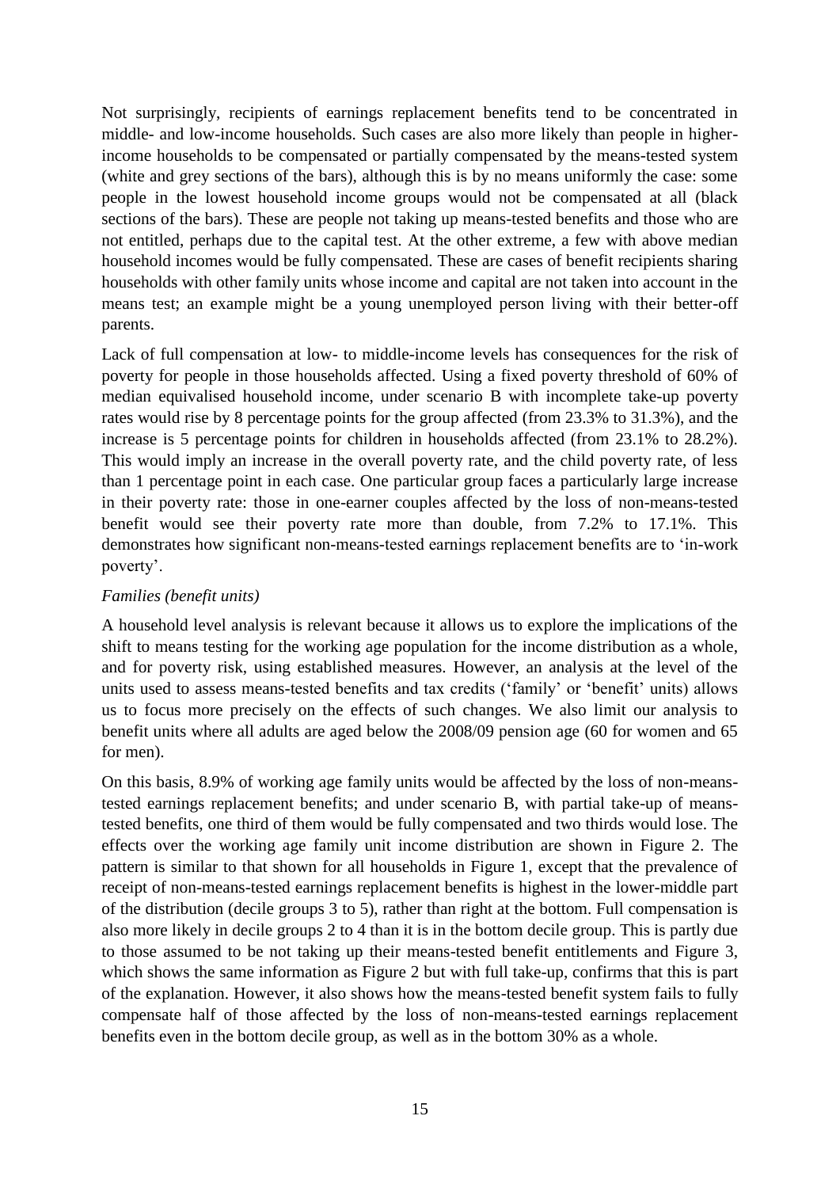Not surprisingly, recipients of earnings replacement benefits tend to be concentrated in middle- and low-income households. Such cases are also more likely than people in higher-income households to be compensated or partially compensated by the means-tested system (white and grey sections of the bars), although this is by no means uniformly the case: some people in the lowest household income groups would not be compensated at all (black sections of the bars). These are people not taking up means-tested benefits and those who are not entitled, perhaps due to the capital test. At the other extreme, a few with above median household incomes would be fully compensated. These are cases of benefit recipients sharing households with other family units whose income and capital are not taken into account in the means test; an example might be a young unemployed person living with their better-off parents.

Lack of full compensation at low- to middle-income levels has consequences for the risk of poverty for people in those households affected. Using a fixed poverty threshold of 60% of median equivalised household income, under scenario B with incomplete take-up poverty rates would rise by 8 percentage points for the group affected (from 23.3% to 31.3%), and the increase is 5 percentage points for children in households affected (from 23.1% to 28.2%). This would imply an increase in the overall poverty rate, and the child poverty rate, of less than 1 percentage point in each case. One particular group faces a particularly large increase in their poverty rate: those in one-earner couples affected by the loss of non-means-tested benefit would see their poverty rate more than double, from 7.2% to 17.1%. This demonstrates how significant non-means-tested earnings replacement benefits are to 'in-work poverty'.

*Families (benefit units)*

A household level analysis is relevant because it allows us to explore the implications of the shift to means testing for the working age population for the income distribution as a whole, and for poverty risk, using established measures. However, an analysis at the level of the units used to assess means-tested benefits and tax credits ('family' or 'benefit' units) allows us to focus more precisely on the effects of such changes. We also limit our analysis to benefit units where all adults are aged below the 2008/09 pension age (60 for women and 65 for men).

On this basis, 8.9% of working age family units would be affected by the loss of non-means-tested earnings replacement benefits; and under scenario B, with partial take-up of means-tested benefits, one third of them would be fully compensated and two thirds would lose. The effects over the working age family unit income distribution are shown in Figure 2. The pattern is similar to that shown for all households in Figure 1, except that the prevalence of receipt of non-means-tested earnings replacement benefits is highest in the lower-middle part of the distribution (decile groups 3 to 5), rather than right at the bottom. Full compensation is also more likely in decile groups 2 to 4 than it is in the bottom decile group. This is partly due to those assumed to be not taking up their means-tested benefit entitlements and Figure 3, which shows the same information as Figure 2 but with full take-up, confirms that this is part of the explanation. However, it also shows how the means-tested benefit system fails to fully compensate half of those affected by the loss of non-means-tested earnings replacement benefits even in the bottom decile group, as well as in the bottom 30% as a whole.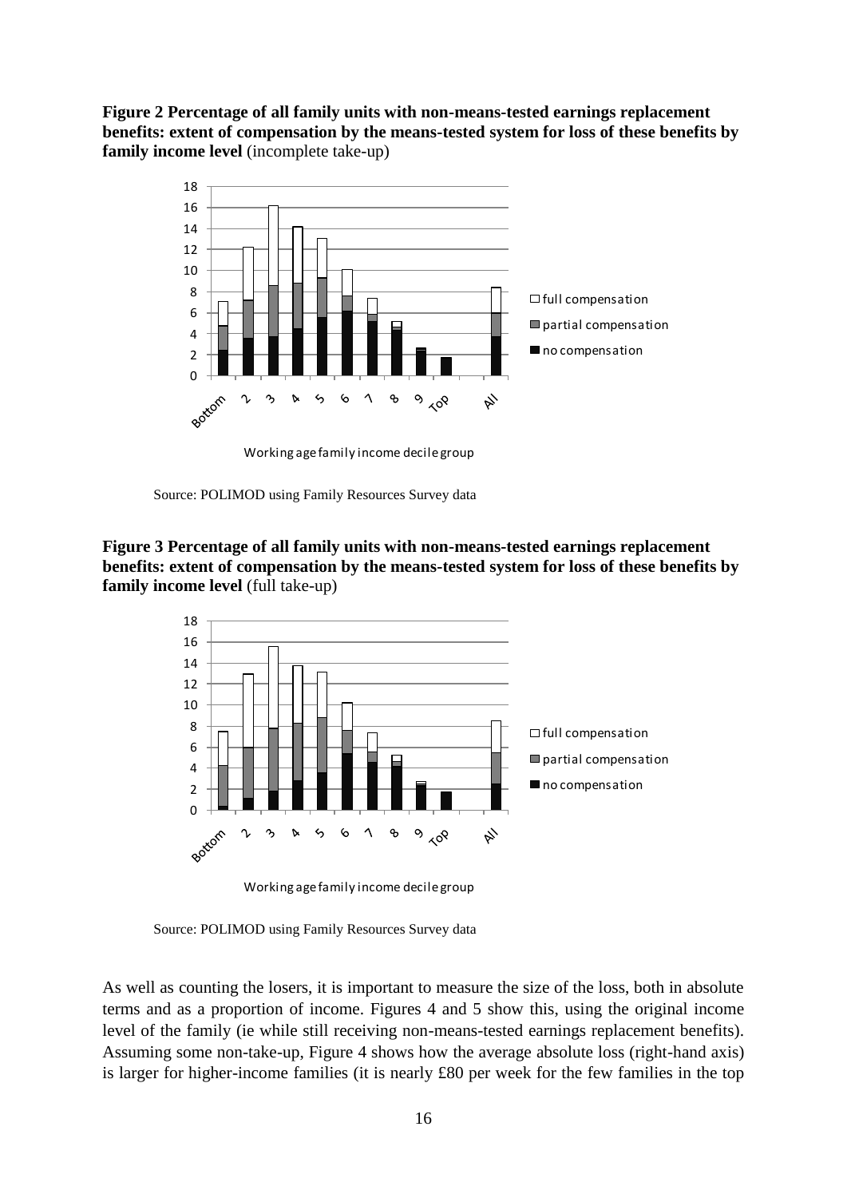**Figure 2 Percentage of all family units with non-means-tested earnings replacement benefits: extent of compensation by the means-tested system for loss of these benefits by family income level** (incomplete take-up)

Source: POLIMOD using Family Resources Survey data

**Figure 3 Percentage of all family units with non-means-tested earnings replacement benefits: extent of compensation by the means-tested system for loss of these benefits by family income level** (full take-up)

Source: POLIMOD using Family Resources Survey data

As well as counting the losers, it is important to measure the size of the loss, both in absolute terms and as a proportion of income. Figures 4 and 5 show this, using the original income level of the family (ie while still receiving non-means-tested earnings replacement benefits). Assuming some non-take-up, Figure 4 shows how the average absolute loss (right-hand axis) is larger for higher-income families (it is nearly £80 per week for the few families in the top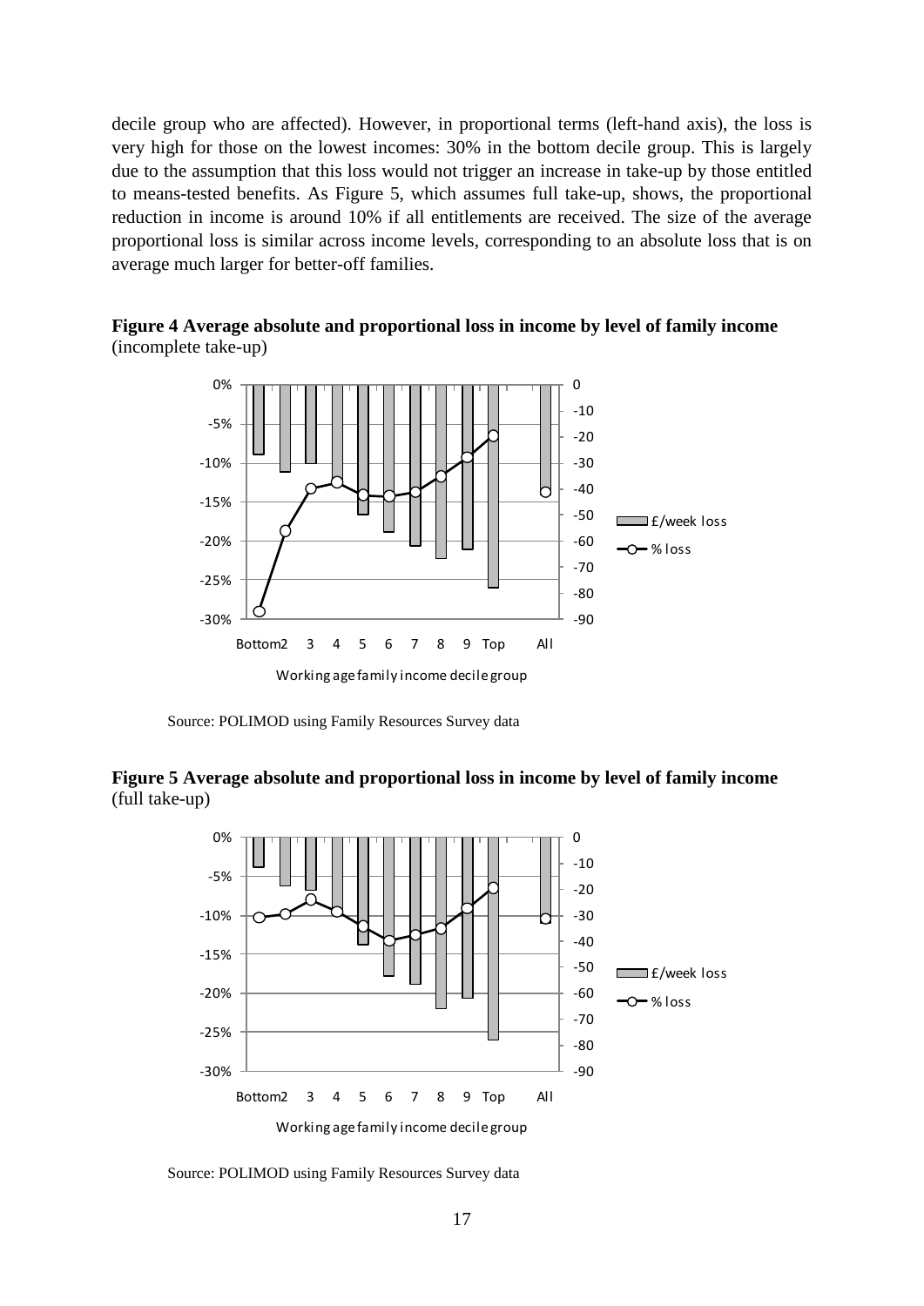decile group who are affected). However, in proportional terms (left-hand axis), the loss is very high for those on the lowest incomes: 30% in the bottom decile group. This is largely due to the assumption that this loss would not trigger an increase in take-up by those entitled to means-tested benefits. As Figure 5, which assumes full take-up, shows, the proportional reduction in income is around 10% if all entitlements are received. The size of the average proportional loss is similar across income levels, corresponding to an absolute loss that is on average much larger for better-off families.

**Figure 4 Average absolute and proportional loss in income by level of family income** (incomplete take-up)

Source: POLIMOD using Family Resources Survey data

**Figure 5 Average absolute and proportional loss in income by level of family income** (full take-up)

Source: POLIMOD using Family Resources Survey data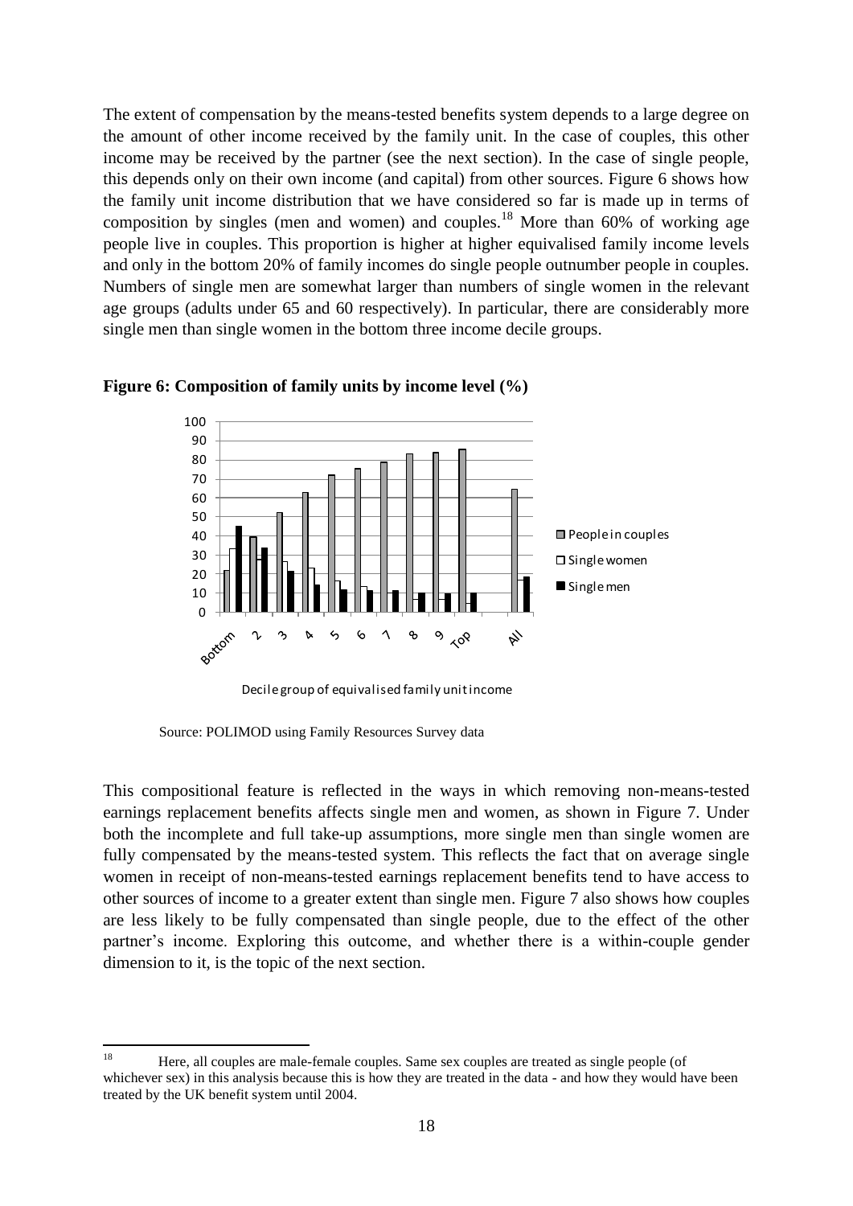The extent of compensation by the means-tested benefits system depends to a large degree on the amount of other income received by the family unit. In the case of couples, this other income may be received by the partner (see the next section). In the case of single people, this depends only on their own income (and capital) from other sources. Figure 6 shows how the family unit income distribution that we have considered so far is made up in terms of composition by singles (men and women) and couples.[18] More than 60% of working age people live in couples. This proportion is higher at higher equivalised family income levels and only in the bottom 20% of family incomes do single people outnumber people in couples. Numbers of single men are somewhat larger than numbers of single women in the relevant age groups (adults under 65 and 60 respectively). In particular, there are considerably more single men than single women in the bottom three income decile groups.

**Figure 6: Composition of family units by income level (%)**

Source: POLIMOD using Family Resources Survey data

This compositional feature is reflected in the ways in which removing non-means-tested earnings replacement benefits affects single men and women, as shown in Figure 7. Under both the incomplete and full take-up assumptions, more single men than single women are fully compensated by the means-tested system. This reflects the fact that on average single women in receipt of non-means-tested earnings replacement benefits tend to have access to other sources of income to a greater extent than single men. Figure 7 also shows how couples are less likely to be fully compensated than single people, due to the effect of the other partner's income. Exploring this outcome, and whether there is a within-couple gender dimension to it, is the topic of the next section.

[18] Here, all couples are male-female couples. Same sex couples are treated as single people (of whichever sex) in this analysis because this is how they are treated in the data - and how they would have been treated by the UK benefit system until 2004.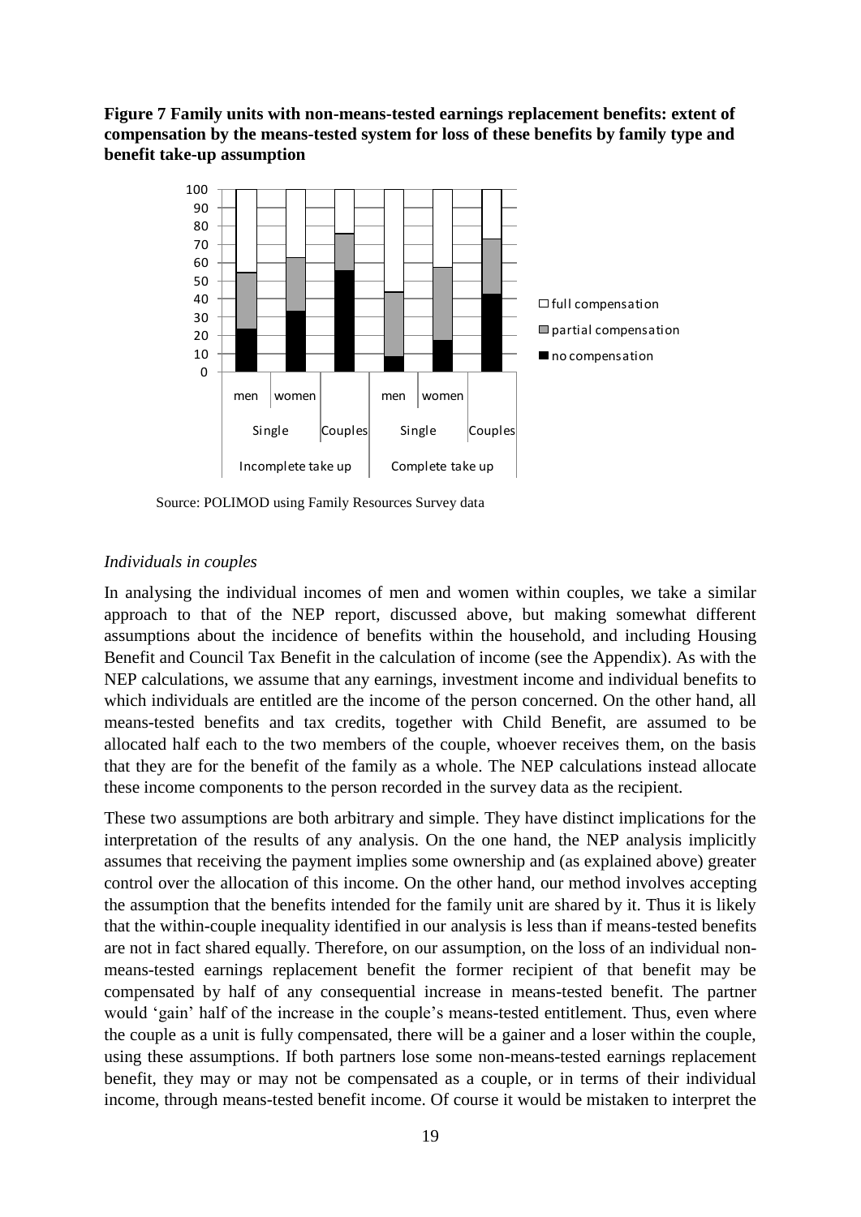**Figure 7 Family units with non-means-tested earnings replacement benefits: extent of compensation by the means-tested system for loss of these benefits by family type and benefit take-up assumption**

Source: POLIMOD using Family Resources Survey data

*Individuals in couples*

In analysing the individual incomes of men and women within couples, we take a similar approach to that of the NEP report, discussed above, but making somewhat different assumptions about the incidence of benefits within the household, and including Housing Benefit and Council Tax Benefit in the calculation of income (see the Appendix). As with the NEP calculations, we assume that any earnings, investment income and individual benefits to which individuals are entitled are the income of the person concerned. On the other hand, all means-tested benefits and tax credits, together with Child Benefit, are assumed to be allocated half each to the two members of the couple, whoever receives them, on the basis that they are for the benefit of the family as a whole. The NEP calculations instead allocate these income components to the person recorded in the survey data as the recipient.

These two assumptions are both arbitrary and simple. They have distinct implications for the interpretation of the results of any analysis. On the one hand, the NEP analysis implicitly assumes that receiving the payment implies some ownership and (as explained above) greater control over the allocation of this income. On the other hand, our method involves accepting the assumption that the benefits intended for the family unit are shared by it. Thus it is likely that the within-couple inequality identified in our analysis is less than if means-tested benefits are not in fact shared equally. Therefore, on our assumption, on the loss of an individual non-means-tested earnings replacement benefit the former recipient of that benefit may be compensated by half of any consequential increase in means-tested benefit. The partner would 'gain' half of the increase in the couple's means-tested entitlement. Thus, even where the couple as a unit is fully compensated, there will be a gainer and a loser within the couple, using these assumptions. If both partners lose some non-means-tested earnings replacement benefit, they may or may not be compensated as a couple, or in terms of their individual income, through means-tested benefit income. Of course it would be mistaken to interpret the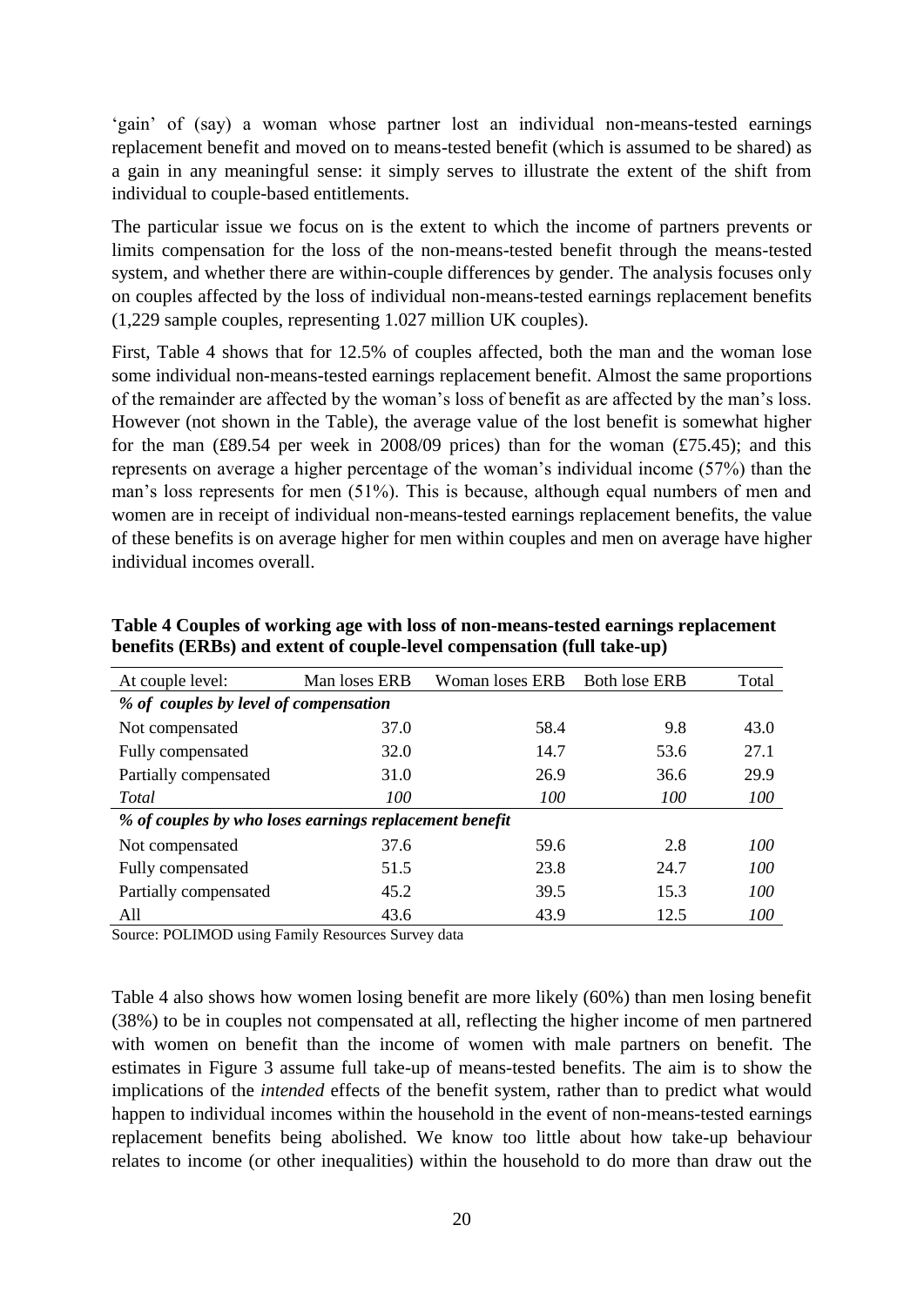'gain' of (say) a woman whose partner lost an individual non-means-tested earnings replacement benefit and moved on to means-tested benefit (which is assumed to be shared) as a gain in any meaningful sense: it simply serves to illustrate the extent of the shift from individual to couple-based entitlements.

The particular issue we focus on is the extent to which the income of partners prevents or limits compensation for the loss of the non-means-tested benefit through the means-tested system, and whether there are within-couple differences by gender. The analysis focuses only on couples affected by the loss of individual non-means-tested earnings replacement benefits (1,229 sample couples, representing 1.027 million UK couples).

First, Table 4 shows that for 12.5% of couples affected, both the man and the woman lose some individual non-means-tested earnings replacement benefit. Almost the same proportions of the remainder are affected by the woman's loss of benefit as are affected by the man's loss. However (not shown in the Table), the average value of the lost benefit is somewhat higher for the man (£89.54 per week in 2008/09 prices) than for the woman (£75.45); and this represents on average a higher percentage of the woman's individual income (57%) than the man's loss represents for men (51%). This is because, although equal numbers of men and women are in receipt of individual non-means-tested earnings replacement benefits, the value of these benefits is on average higher for men within couples and men on average have higher individual incomes overall.

**Table 4 Couples of working age with loss of non-means-tested earnings replacement benefits (ERBs) and extent of couple-level compensation (full take-up)**

| At couple level: | Man loses ERB | Woman loses ERB | Both lose ERB | Total |
|---|---|---|---|---|
| *% of couples by level of compensation* | | | | |
| Not compensated | 37.0 | 58.4 | 9.8 | 43.0 |
| Fully compensated | 32.0 | 14.7 | 53.6 | 27.1 |
| Partially compensated | 31.0 | 26.9 | 36.6 | 29.9 |
| *Total* | *100* | *100* | *100* | *100* |
| *% of couples by who loses earnings replacement benefit* | | | | |
| Not compensated | 37.6 | 59.6 | 2.8 | *100* |
| Fully compensated | 51.5 | 23.8 | 24.7 | *100* |
| Partially compensated | 45.2 | 39.5 | 15.3 | *100* |
| All | 43.6 | 43.9 | 12.5 | *100* |

Source: POLIMOD using Family Resources Survey data

Table 4 also shows how women losing benefit are more likely (60%) than men losing benefit (38%) to be in couples not compensated at all, reflecting the higher income of men partnered with women on benefit than the income of women with male partners on benefit. The estimates in Figure 3 assume full take-up of means-tested benefits. The aim is to show the implications of the *intended* effects of the benefit system, rather than to predict what would happen to individual incomes within the household in the event of non-means-tested earnings replacement benefits being abolished. We know too little about how take-up behaviour relates to income (or other inequalities) within the household to do more than draw out the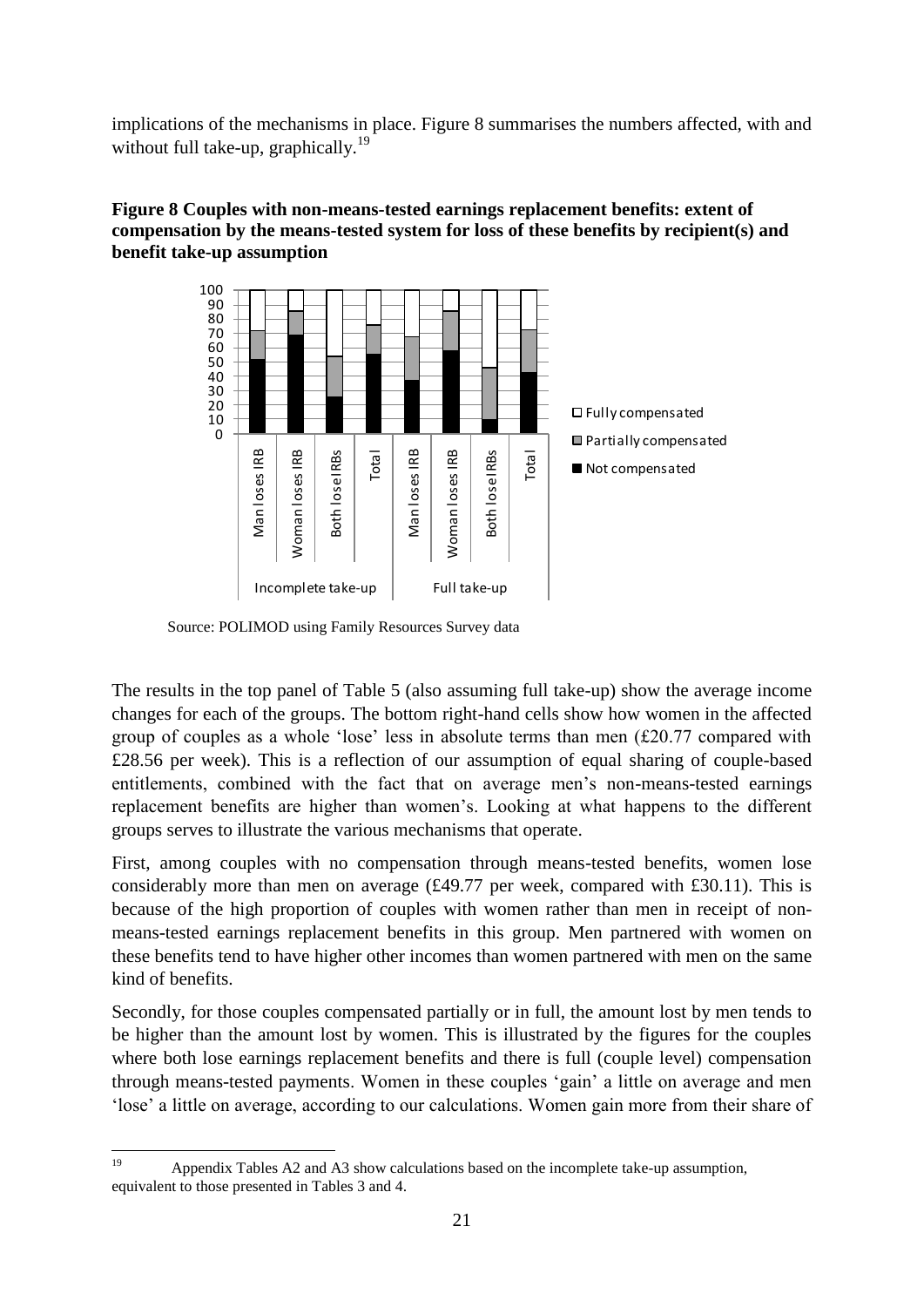implications of the mechanisms in place. Figure 8 summarises the numbers affected, with and without full take-up, graphically.[19]

**Figure 8 Couples with non-means-tested earnings replacement benefits: extent of compensation by the means-tested system for loss of these benefits by recipient(s) and benefit take-up assumption**

Source: POLIMOD using Family Resources Survey data

The results in the top panel of Table 5 (also assuming full take-up) show the average income changes for each of the groups. The bottom right-hand cells show how women in the affected group of couples as a whole 'lose' less in absolute terms than men (£20.77 compared with £28.56 per week). This is a reflection of our assumption of equal sharing of couple-based entitlements, combined with the fact that on average men's non-means-tested earnings replacement benefits are higher than women's. Looking at what happens to the different groups serves to illustrate the various mechanisms that operate.

First, among couples with no compensation through means-tested benefits, women lose considerably more than men on average (£49.77 per week, compared with £30.11). This is because of the high proportion of couples with women rather than men in receipt of non-means-tested earnings replacement benefits in this group. Men partnered with women on these benefits tend to have higher other incomes than women partnered with men on the same kind of benefits.

Secondly, for those couples compensated partially or in full, the amount lost by men tends to be higher than the amount lost by women. This is illustrated by the figures for the couples where both lose earnings replacement benefits and there is full (couple level) compensation through means-tested payments. Women in these couples 'gain' a little on average and men 'lose' a little on average, according to our calculations. Women gain more from their share of

[19] Appendix Tables A2 and A3 show calculations based on the incomplete take-up assumption, equivalent to those presented in Tables 3 and 4.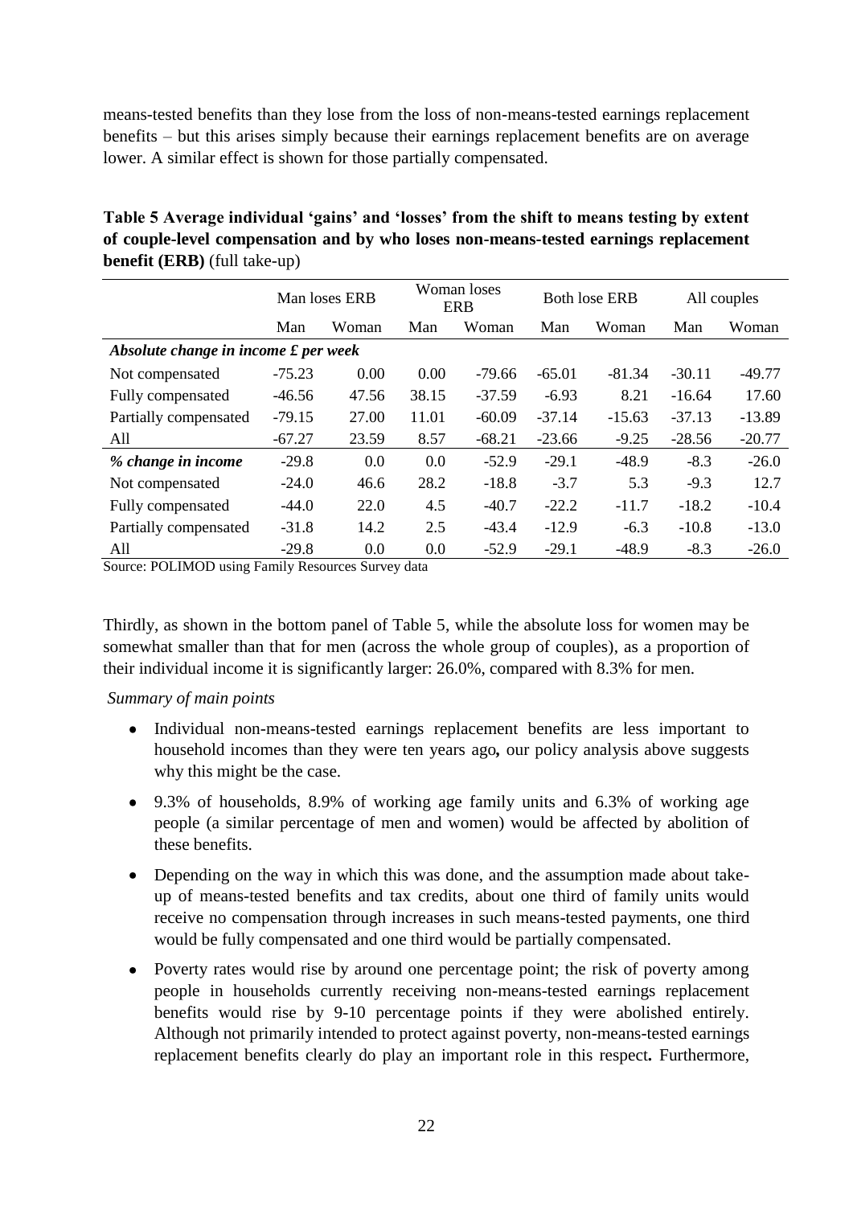means-tested benefits than they lose from the loss of non-means-tested earnings replacement benefits – but this arises simply because their earnings replacement benefits are on average lower. A similar effect is shown for those partially compensated.

**Table 5 Average individual 'gains' and 'losses' from the shift to means testing by extent of couple-level compensation and by who loses non-means-tested earnings replacement benefit (ERB)** (full take-up)

| | Man loses ERB | | Woman loses ERB | | Both lose ERB | | All couples | |
|---|---|---|---|---|---|---|---|---|
| | Man | Woman | Man | Woman | Man | Woman | Man | Woman |
| ***Absolute change in income £ per week*** | | | | | | | | |
| Not compensated | -75.23 | 0.00 | 0.00 | -79.66 | -65.01 | -81.34 | -30.11 | -49.77 |
| Fully compensated | -46.56 | 47.56 | 38.15 | -37.59 | -6.93 | 8.21 | -16.64 | 17.60 |
| Partially compensated | -79.15 | 27.00 | 11.01 | -60.09 | -37.14 | -15.63 | -37.13 | -13.89 |
| All | -67.27 | 23.59 | 8.57 | -68.21 | -23.66 | -9.25 | -28.56 | -20.77 |
| ***% change in income*** | -29.8 | 0.0 | 0.0 | -52.9 | -29.1 | -48.9 | -8.3 | -26.0 |
| Not compensated | -24.0 | 46.6 | 28.2 | -18.8 | -3.7 | 5.3 | -9.3 | 12.7 |
| Fully compensated | -44.0 | 22.0 | 4.5 | -40.7 | -22.2 | -11.7 | -18.2 | -10.4 |
| Partially compensated | -31.8 | 14.2 | 2.5 | -43.4 | -12.9 | -6.3 | -10.8 | -13.0 |
| All | -29.8 | 0.0 | 0.0 | -52.9 | -29.1 | -48.9 | -8.3 | -26.0 |

Source: POLIMOD using Family Resources Survey data

Thirdly, as shown in the bottom panel of Table 5, while the absolute loss for women may be somewhat smaller than that for men (across the whole group of couples), as a proportion of their individual income it is significantly larger: 26.0%, compared with 8.3% for men.

*Summary of main points*

- Individual non-means-tested earnings replacement benefits are less important to household incomes than they were ten years ago**,** our policy analysis above suggests why this might be the case.
- 9.3% of households, 8.9% of working age family units and 6.3% of working age people (a similar percentage of men and women) would be affected by abolition of these benefits.
- Depending on the way in which this was done, and the assumption made about take-up of means-tested benefits and tax credits, about one third of family units would receive no compensation through increases in such means-tested payments, one third would be fully compensated and one third would be partially compensated.
- Poverty rates would rise by around one percentage point; the risk of poverty among people in households currently receiving non-means-tested earnings replacement benefits would rise by 9-10 percentage points if they were abolished entirely. Although not primarily intended to protect against poverty, non-means-tested earnings replacement benefits clearly do play an important role in this respect**.** Furthermore,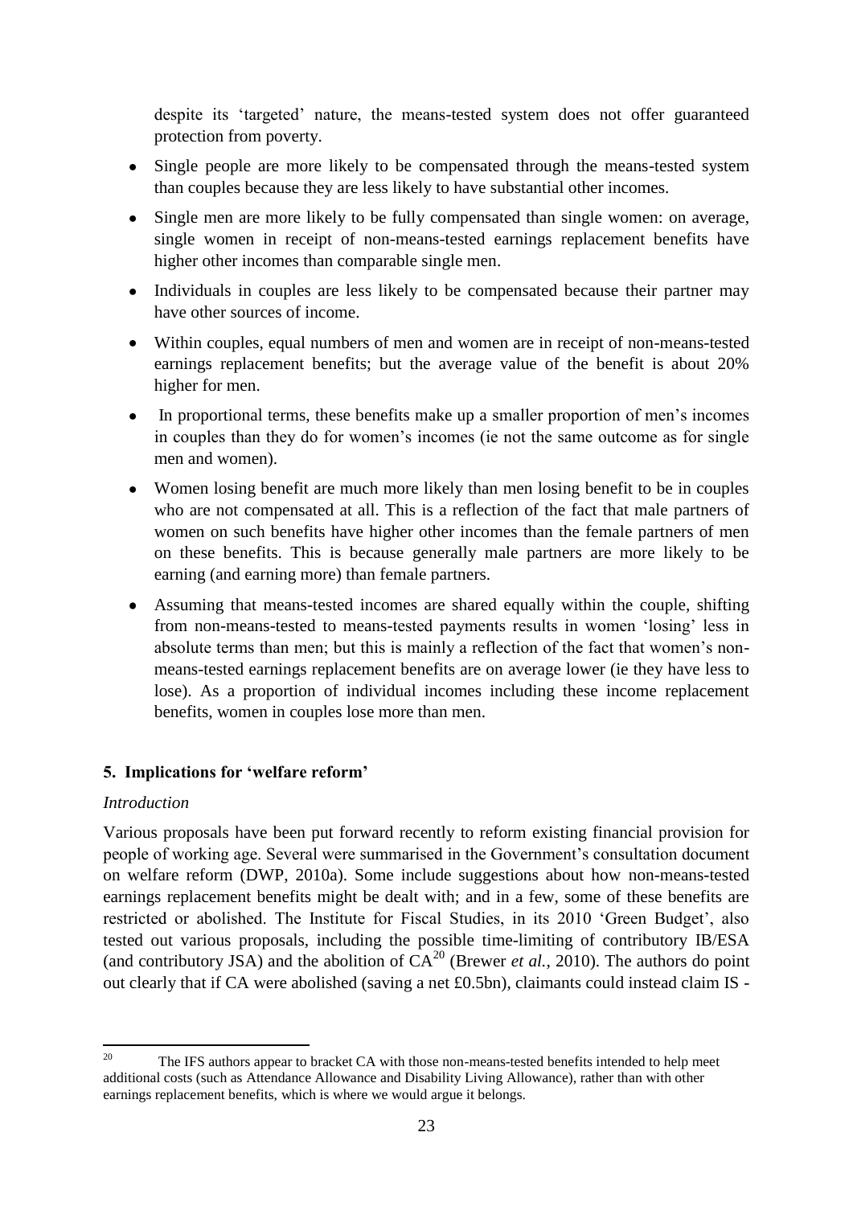despite its 'targeted' nature, the means-tested system does not offer guaranteed protection from poverty.

- Single people are more likely to be compensated through the means-tested system than couples because they are less likely to have substantial other incomes.
- Single men are more likely to be fully compensated than single women: on average, single women in receipt of non-means-tested earnings replacement benefits have higher other incomes than comparable single men.
- Individuals in couples are less likely to be compensated because their partner may have other sources of income.
- Within couples, equal numbers of men and women are in receipt of non-means-tested earnings replacement benefits; but the average value of the benefit is about 20% higher for men.
- In proportional terms, these benefits make up a smaller proportion of men's incomes in couples than they do for women's incomes (ie not the same outcome as for single men and women).
- Women losing benefit are much more likely than men losing benefit to be in couples who are not compensated at all. This is a reflection of the fact that male partners of women on such benefits have higher other incomes than the female partners of men on these benefits. This is because generally male partners are more likely to be earning (and earning more) than female partners.
- Assuming that means-tested incomes are shared equally within the couple, shifting from non-means-tested to means-tested payments results in women 'losing' less in absolute terms than men; but this is mainly a reflection of the fact that women's non-means-tested earnings replacement benefits are on average lower (ie they have less to lose). As a proportion of individual incomes including these income replacement benefits, women in couples lose more than men.

## 5. Implications for 'welfare reform'

### *Introduction*

Various proposals have been put forward recently to reform existing financial provision for people of working age. Several were summarised in the Government's consultation document on welfare reform (DWP, 2010a). Some include suggestions about how non-means-tested earnings replacement benefits might be dealt with; and in a few, some of these benefits are restricted or abolished. The Institute for Fiscal Studies, in its 2010 'Green Budget', also tested out various proposals, including the possible time-limiting of contributory IB/ESA (and contributory JSA) and the abolition of CA[20] (Brewer *et al.*, 2010). The authors do point out clearly that if CA were abolished (saving a net £0.5bn), claimants could instead claim IS -

[20] The IFS authors appear to bracket CA with those non-means-tested benefits intended to help meet additional costs (such as Attendance Allowance and Disability Living Allowance), rather than with other earnings replacement benefits, which is where we would argue it belongs.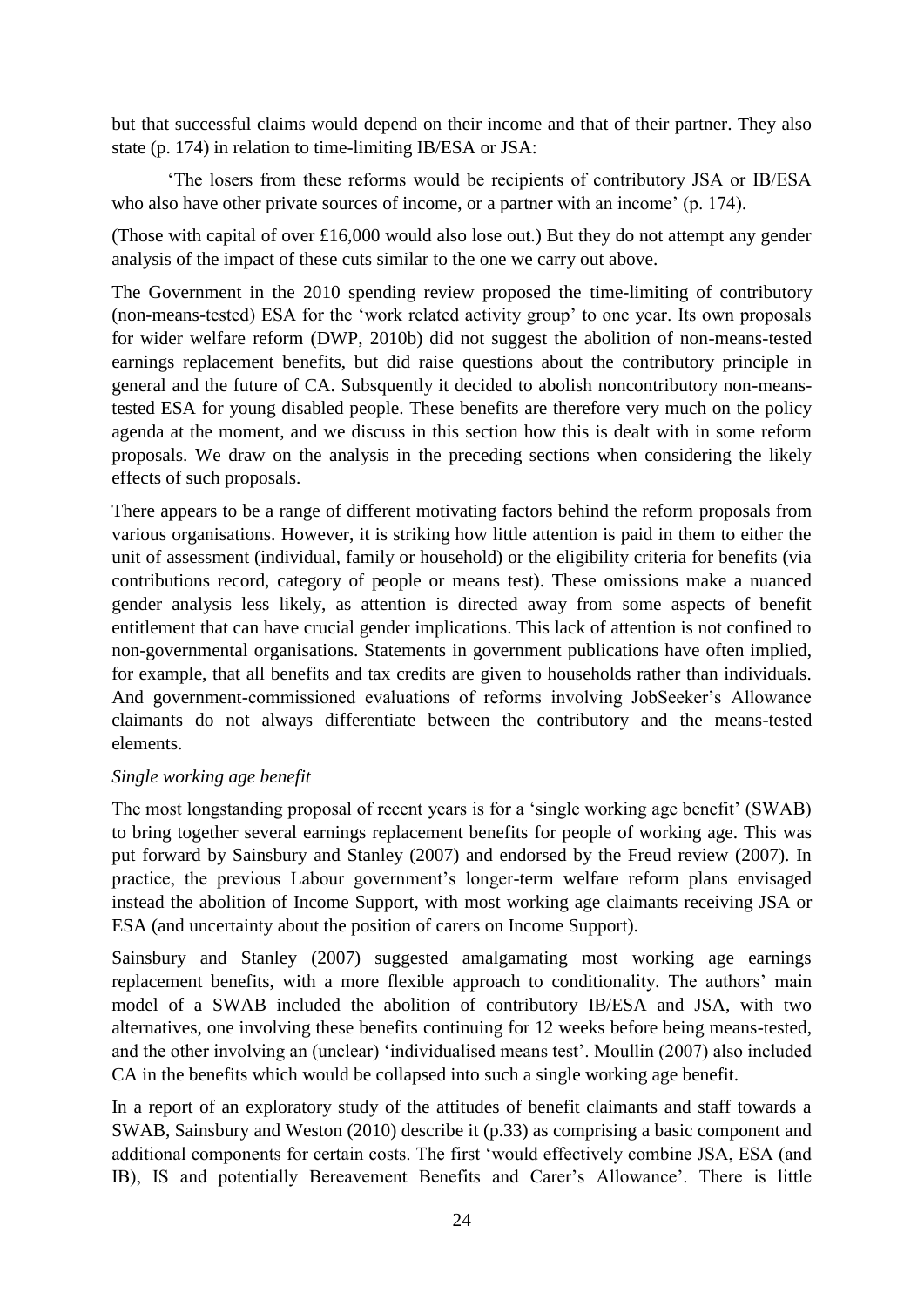but that successful claims would depend on their income and that of their partner. They also state (p. 174) in relation to time-limiting IB/ESA or JSA:

> 'The losers from these reforms would be recipients of contributory JSA or IB/ESA who also have other private sources of income, or a partner with an income' (p. 174).

(Those with capital of over £16,000 would also lose out.) But they do not attempt any gender analysis of the impact of these cuts similar to the one we carry out above.

The Government in the 2010 spending review proposed the time-limiting of contributory (non-means-tested) ESA for the 'work related activity group' to one year. Its own proposals for wider welfare reform (DWP, 2010b) did not suggest the abolition of non-means-tested earnings replacement benefits, but did raise questions about the contributory principle in general and the future of CA. Subsquently it decided to abolish noncontributory non-means-tested ESA for young disabled people. These benefits are therefore very much on the policy agenda at the moment, and we discuss in this section how this is dealt with in some reform proposals. We draw on the analysis in the preceding sections when considering the likely effects of such proposals.

There appears to be a range of different motivating factors behind the reform proposals from various organisations. However, it is striking how little attention is paid in them to either the unit of assessment (individual, family or household) or the eligibility criteria for benefits (via contributions record, category of people or means test). These omissions make a nuanced gender analysis less likely, as attention is directed away from some aspects of benefit entitlement that can have crucial gender implications. This lack of attention is not confined to non-governmental organisations. Statements in government publications have often implied, for example, that all benefits and tax credits are given to households rather than individuals. And government-commissioned evaluations of reforms involving JobSeeker's Allowance claimants do not always differentiate between the contributory and the means-tested elements.

*Single working age benefit*

The most longstanding proposal of recent years is for a 'single working age benefit' (SWAB) to bring together several earnings replacement benefits for people of working age. This was put forward by Sainsbury and Stanley (2007) and endorsed by the Freud review (2007). In practice, the previous Labour government's longer-term welfare reform plans envisaged instead the abolition of Income Support, with most working age claimants receiving JSA or ESA (and uncertainty about the position of carers on Income Support).

Sainsbury and Stanley (2007) suggested amalgamating most working age earnings replacement benefits, with a more flexible approach to conditionality. The authors' main model of a SWAB included the abolition of contributory IB/ESA and JSA, with two alternatives, one involving these benefits continuing for 12 weeks before being means-tested, and the other involving an (unclear) 'individualised means test'. Moullin (2007) also included CA in the benefits which would be collapsed into such a single working age benefit.

In a report of an exploratory study of the attitudes of benefit claimants and staff towards a SWAB, Sainsbury and Weston (2010) describe it (p.33) as comprising a basic component and additional components for certain costs. The first 'would effectively combine JSA, ESA (and IB), IS and potentially Bereavement Benefits and Carer's Allowance'. There is little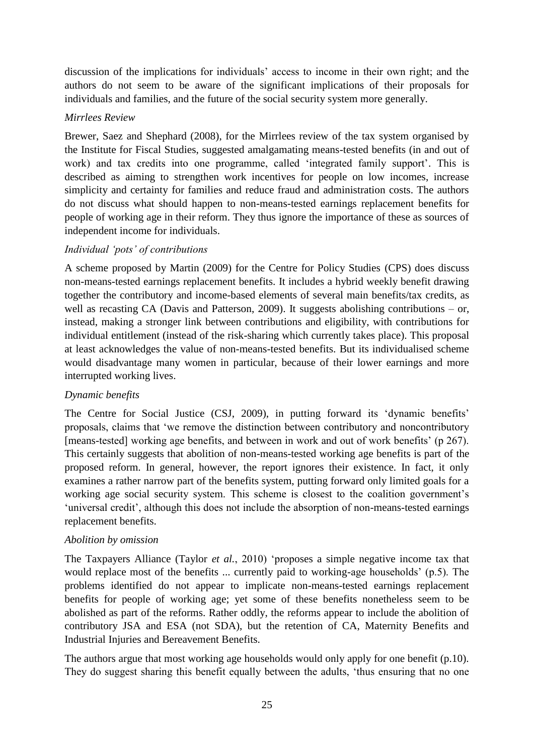discussion of the implications for individuals' access to income in their own right; and the authors do not seem to be aware of the significant implications of their proposals for individuals and families, and the future of the social security system more generally.

*Mirrlees Review*

Brewer, Saez and Shephard (2008), for the Mirrlees review of the tax system organised by the Institute for Fiscal Studies, suggested amalgamating means-tested benefits (in and out of work) and tax credits into one programme, called 'integrated family support'. This is described as aiming to strengthen work incentives for people on low incomes, increase simplicity and certainty for families and reduce fraud and administration costs. The authors do not discuss what should happen to non-means-tested earnings replacement benefits for people of working age in their reform. They thus ignore the importance of these as sources of independent income for individuals.

*Individual 'pots' of contributions*

A scheme proposed by Martin (2009) for the Centre for Policy Studies (CPS) does discuss non-means-tested earnings replacement benefits. It includes a hybrid weekly benefit drawing together the contributory and income-based elements of several main benefits/tax credits, as well as recasting CA (Davis and Patterson, 2009). It suggests abolishing contributions – or, instead, making a stronger link between contributions and eligibility, with contributions for individual entitlement (instead of the risk-sharing which currently takes place). This proposal at least acknowledges the value of non-means-tested benefits. But its individualised scheme would disadvantage many women in particular, because of their lower earnings and more interrupted working lives.

*Dynamic benefits*

The Centre for Social Justice (CSJ, 2009), in putting forward its 'dynamic benefits' proposals, claims that 'we remove the distinction between contributory and noncontributory [means-tested] working age benefits, and between in work and out of work benefits' (p 267). This certainly suggests that abolition of non-means-tested working age benefits is part of the proposed reform. In general, however, the report ignores their existence. In fact, it only examines a rather narrow part of the benefits system, putting forward only limited goals for a working age social security system. This scheme is closest to the coalition government's 'universal credit', although this does not include the absorption of non-means-tested earnings replacement benefits.

*Abolition by omission*

The Taxpayers Alliance (Taylor *et al.*, 2010) 'proposes a simple negative income tax that would replace most of the benefits ... currently paid to working-age households' (p.5). The problems identified do not appear to implicate non-means-tested earnings replacement benefits for people of working age; yet some of these benefits nonetheless seem to be abolished as part of the reforms. Rather oddly, the reforms appear to include the abolition of contributory JSA and ESA (not SDA), but the retention of CA, Maternity Benefits and Industrial Injuries and Bereavement Benefits.

The authors argue that most working age households would only apply for one benefit (p.10). They do suggest sharing this benefit equally between the adults, 'thus ensuring that no one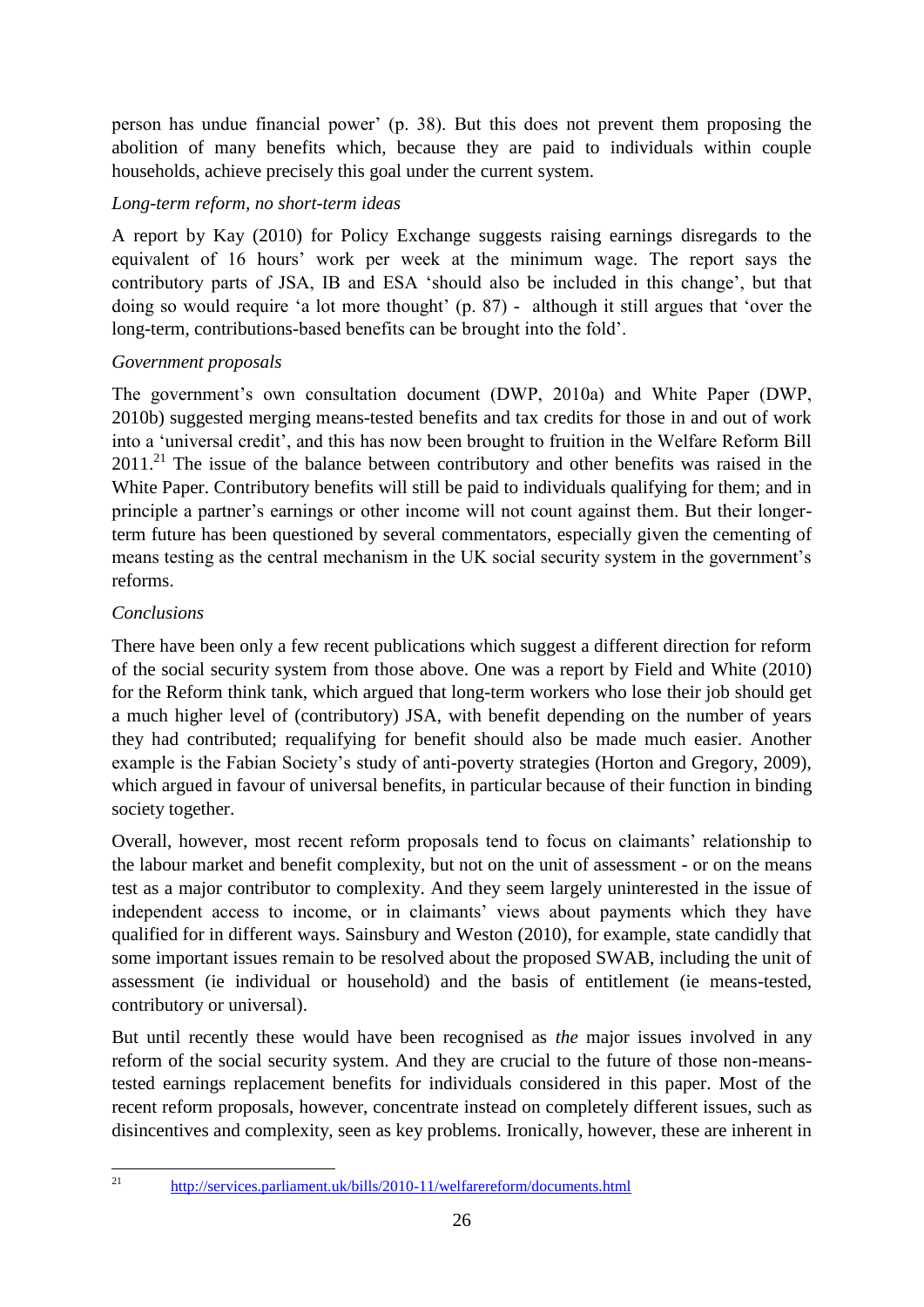person has undue financial power' (p. 38). But this does not prevent them proposing the abolition of many benefits which, because they are paid to individuals within couple households, achieve precisely this goal under the current system.

*Long-term reform, no short-term ideas*

A report by Kay (2010) for Policy Exchange suggests raising earnings disregards to the equivalent of 16 hours' work per week at the minimum wage. The report says the contributory parts of JSA, IB and ESA 'should also be included in this change', but that doing so would require 'a lot more thought' (p. 87) - although it still argues that 'over the long-term, contributions-based benefits can be brought into the fold'.

*Government proposals*

The government's own consultation document (DWP, 2010a) and White Paper (DWP, 2010b) suggested merging means-tested benefits and tax credits for those in and out of work into a 'universal credit', and this has now been brought to fruition in the Welfare Reform Bill 2011.[21] The issue of the balance between contributory and other benefits was raised in the White Paper. Contributory benefits will still be paid to individuals qualifying for them; and in principle a partner's earnings or other income will not count against them. But their longer-term future has been questioned by several commentators, especially given the cementing of means testing as the central mechanism in the UK social security system in the government's reforms.

*Conclusions*

There have been only a few recent publications which suggest a different direction for reform of the social security system from those above. One was a report by Field and White (2010) for the Reform think tank, which argued that long-term workers who lose their job should get a much higher level of (contributory) JSA, with benefit depending on the number of years they had contributed; requalifying for benefit should also be made much easier. Another example is the Fabian Society's study of anti-poverty strategies (Horton and Gregory, 2009), which argued in favour of universal benefits, in particular because of their function in binding society together.

Overall, however, most recent reform proposals tend to focus on claimants' relationship to the labour market and benefit complexity, but not on the unit of assessment - or on the means test as a major contributor to complexity. And they seem largely uninterested in the issue of independent access to income, or in claimants' views about payments which they have qualified for in different ways. Sainsbury and Weston (2010), for example, state candidly that some important issues remain to be resolved about the proposed SWAB, including the unit of assessment (ie individual or household) and the basis of entitlement (ie means-tested, contributory or universal).

But until recently these would have been recognised as *the* major issues involved in any reform of the social security system. And they are crucial to the future of those non-means-tested earnings replacement benefits for individuals considered in this paper. Most of the recent reform proposals, however, concentrate instead on completely different issues, such as disincentives and complexity, seen as key problems. Ironically, however, these are inherent in

[21] http://services.parliament.uk/bills/2010-11/welfarereform/documents.html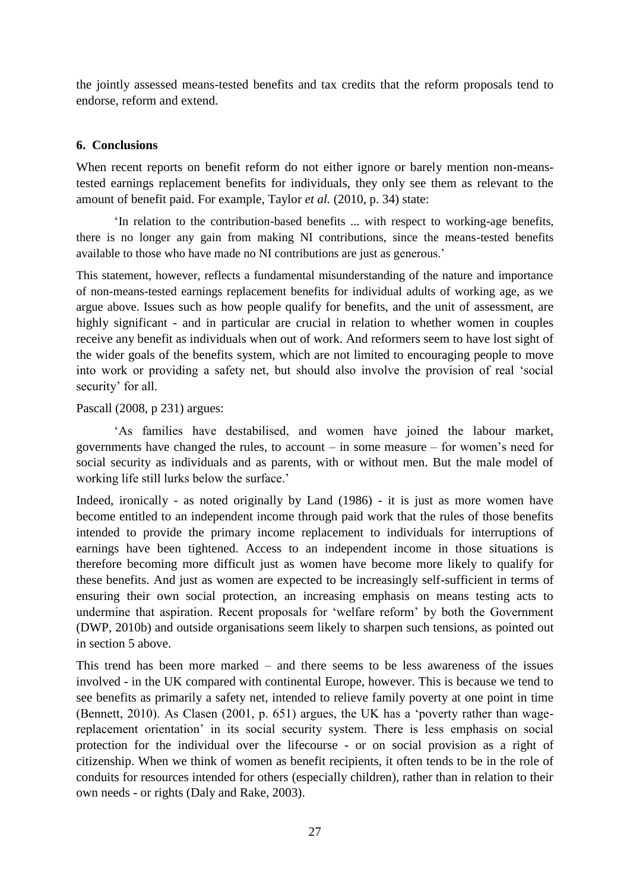the jointly assessed means-tested benefits and tax credits that the reform proposals tend to endorse, reform and extend.

## 6. Conclusions

When recent reports on benefit reform do not either ignore or barely mention non-means-tested earnings replacement benefits for individuals, they only see them as relevant to the amount of benefit paid. For example, Taylor *et al.* (2010, p. 34) state:

> 'In relation to the contribution-based benefits ... with respect to working-age benefits, there is no longer any gain from making NI contributions, since the means-tested benefits available to those who have made no NI contributions are just as generous.'

This statement, however, reflects a fundamental misunderstanding of the nature and importance of non-means-tested earnings replacement benefits for individual adults of working age, as we argue above. Issues such as how people qualify for benefits, and the unit of assessment, are highly significant - and in particular are crucial in relation to whether women in couples receive any benefit as individuals when out of work. And reformers seem to have lost sight of the wider goals of the benefits system, which are not limited to encouraging people to move into work or providing a safety net, but should also involve the provision of real 'social security' for all.

Pascall (2008, p 231) argues:

> 'As families have destabilised, and women have joined the labour market, governments have changed the rules, to account – in some measure – for women's need for social security as individuals and as parents, with or without men. But the male model of working life still lurks below the surface.'

Indeed, ironically - as noted originally by Land (1986) - it is just as more women have become entitled to an independent income through paid work that the rules of those benefits intended to provide the primary income replacement to individuals for interruptions of earnings have been tightened. Access to an independent income in those situations is therefore becoming more difficult just as women have become more likely to qualify for these benefits. And just as women are expected to be increasingly self-sufficient in terms of ensuring their own social protection, an increasing emphasis on means testing acts to undermine that aspiration. Recent proposals for 'welfare reform' by both the Government (DWP, 2010b) and outside organisations seem likely to sharpen such tensions, as pointed out in section 5 above.

This trend has been more marked – and there seems to be less awareness of the issues involved - in the UK compared with continental Europe, however. This is because we tend to see benefits as primarily a safety net, intended to relieve family poverty at one point in time (Bennett, 2010). As Clasen (2001, p. 651) argues, the UK has a 'poverty rather than wage-replacement orientation' in its social security system. There is less emphasis on social protection for the individual over the lifecourse - or on social provision as a right of citizenship. When we think of women as benefit recipients, it often tends to be in the role of conduits for resources intended for others (especially children), rather than in relation to their own needs - or rights (Daly and Rake, 2003).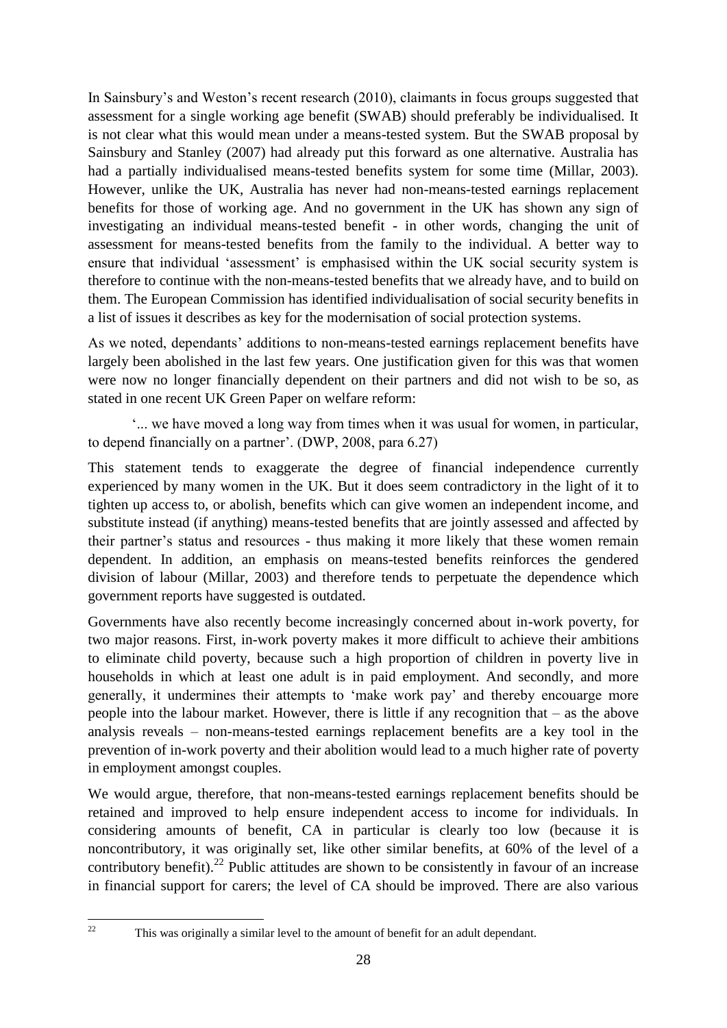In Sainsbury's and Weston's recent research (2010), claimants in focus groups suggested that assessment for a single working age benefit (SWAB) should preferably be individualised. It is not clear what this would mean under a means-tested system. But the SWAB proposal by Sainsbury and Stanley (2007) had already put this forward as one alternative. Australia has had a partially individualised means-tested benefits system for some time (Millar, 2003). However, unlike the UK, Australia has never had non-means-tested earnings replacement benefits for those of working age. And no government in the UK has shown any sign of investigating an individual means-tested benefit - in other words, changing the unit of assessment for means-tested benefits from the family to the individual. A better way to ensure that individual 'assessment' is emphasised within the UK social security system is therefore to continue with the non-means-tested benefits that we already have, and to build on them. The European Commission has identified individualisation of social security benefits in a list of issues it describes as key for the modernisation of social protection systems.

As we noted, dependants' additions to non-means-tested earnings replacement benefits have largely been abolished in the last few years. One justification given for this was that women were now no longer financially dependent on their partners and did not wish to be so, as stated in one recent UK Green Paper on welfare reform:

> '... we have moved a long way from times when it was usual for women, in particular, to depend financially on a partner'. (DWP, 2008, para 6.27)

This statement tends to exaggerate the degree of financial independence currently experienced by many women in the UK. But it does seem contradictory in the light of it to tighten up access to, or abolish, benefits which can give women an independent income, and substitute instead (if anything) means-tested benefits that are jointly assessed and affected by their partner's status and resources - thus making it more likely that these women remain dependent. In addition, an emphasis on means-tested benefits reinforces the gendered division of labour (Millar, 2003) and therefore tends to perpetuate the dependence which government reports have suggested is outdated.

Governments have also recently become increasingly concerned about in-work poverty, for two major reasons. First, in-work poverty makes it more difficult to achieve their ambitions to eliminate child poverty, because such a high proportion of children in poverty live in households in which at least one adult is in paid employment. And secondly, and more generally, it undermines their attempts to 'make work pay' and thereby encouarge more people into the labour market. However, there is little if any recognition that – as the above analysis reveals – non-means-tested earnings replacement benefits are a key tool in the prevention of in-work poverty and their abolition would lead to a much higher rate of poverty in employment amongst couples.

We would argue, therefore, that non-means-tested earnings replacement benefits should be retained and improved to help ensure independent access to income for individuals. In considering amounts of benefit, CA in particular is clearly too low (because it is noncontributory, it was originally set, like other similar benefits, at 60% of the level of a contributory benefit).[22] Public attitudes are shown to be consistently in favour of an increase in financial support for carers; the level of CA should be improved. There are also various

[22] This was originally a similar level to the amount of benefit for an adult dependant.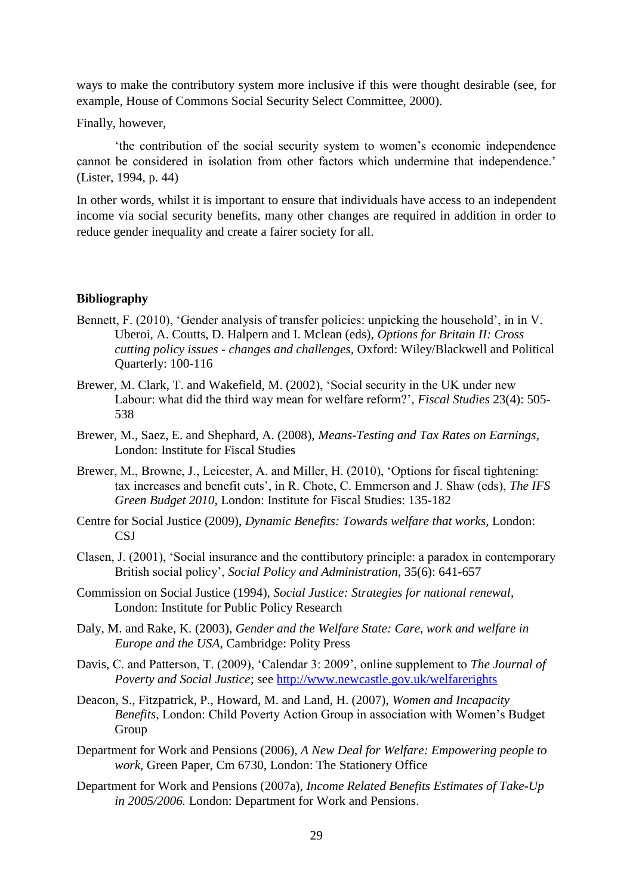ways to make the contributory system more inclusive if this were thought desirable (see, for example, House of Commons Social Security Select Committee, 2000).

Finally, however,

> 'the contribution of the social security system to women's economic independence cannot be considered in isolation from other factors which undermine that independence.' (Lister, 1994, p. 44)

In other words, whilst it is important to ensure that individuals have access to an independent income via social security benefits, many other changes are required in addition in order to reduce gender inequality and create a fairer society for all.

**Bibliography**

Bennett, F. (2010), 'Gender analysis of transfer policies: unpicking the household', in in V. Uberoi, A. Coutts, D. Halpern and I. Mclean (eds), *Options for Britain II: Cross cutting policy issues - changes and challenges*, Oxford: Wiley/Blackwell and Political Quarterly: 100-116

Brewer, M. Clark, T. and Wakefield, M. (2002), 'Social security in the UK under new Labour: what did the third way mean for welfare reform?', *Fiscal Studies* 23(4): 505-538

Brewer, M., Saez, E. and Shephard, A. (2008), *Means-Testing and Tax Rates on Earnings*, London: Institute for Fiscal Studies

Brewer, M., Browne, J., Leicester, A. and Miller, H. (2010), 'Options for fiscal tightening: tax increases and benefit cuts', in R. Chote, C. Emmerson and J. Shaw (eds), *The IFS Green Budget 2010*, London: Institute for Fiscal Studies: 135-182

Centre for Social Justice (2009), *Dynamic Benefits: Towards welfare that works*, London: CSJ

Clasen, J. (2001), 'Social insurance and the conttibutory principle: a paradox in contemporary British social policy', *Social Policy and Administration*, 35(6): 641-657

Commission on Social Justice (1994), *Social Justice: Strategies for national renewal*, London: Institute for Public Policy Research

Daly, M. and Rake, K. (2003), *Gender and the Welfare State: Care, work and welfare in Europe and the USA*, Cambridge: Polity Press

Davis, C. and Patterson, T. (2009), 'Calendar 3: 2009', online supplement to *The Journal of Poverty and Social Justice*; see http://www.newcastle.gov.uk/welfarerights

Deacon, S., Fitzpatrick, P., Howard, M. and Land, H. (2007), *Women and Incapacity Benefits*, London: Child Poverty Action Group in association with Women's Budget Group

Department for Work and Pensions (2006), *A New Deal for Welfare: Empowering people to work*, Green Paper, Cm 6730, London: The Stationery Office

Department for Work and Pensions (2007a), *Income Related Benefits Estimates of Take-Up in 2005/2006.* London: Department for Work and Pensions.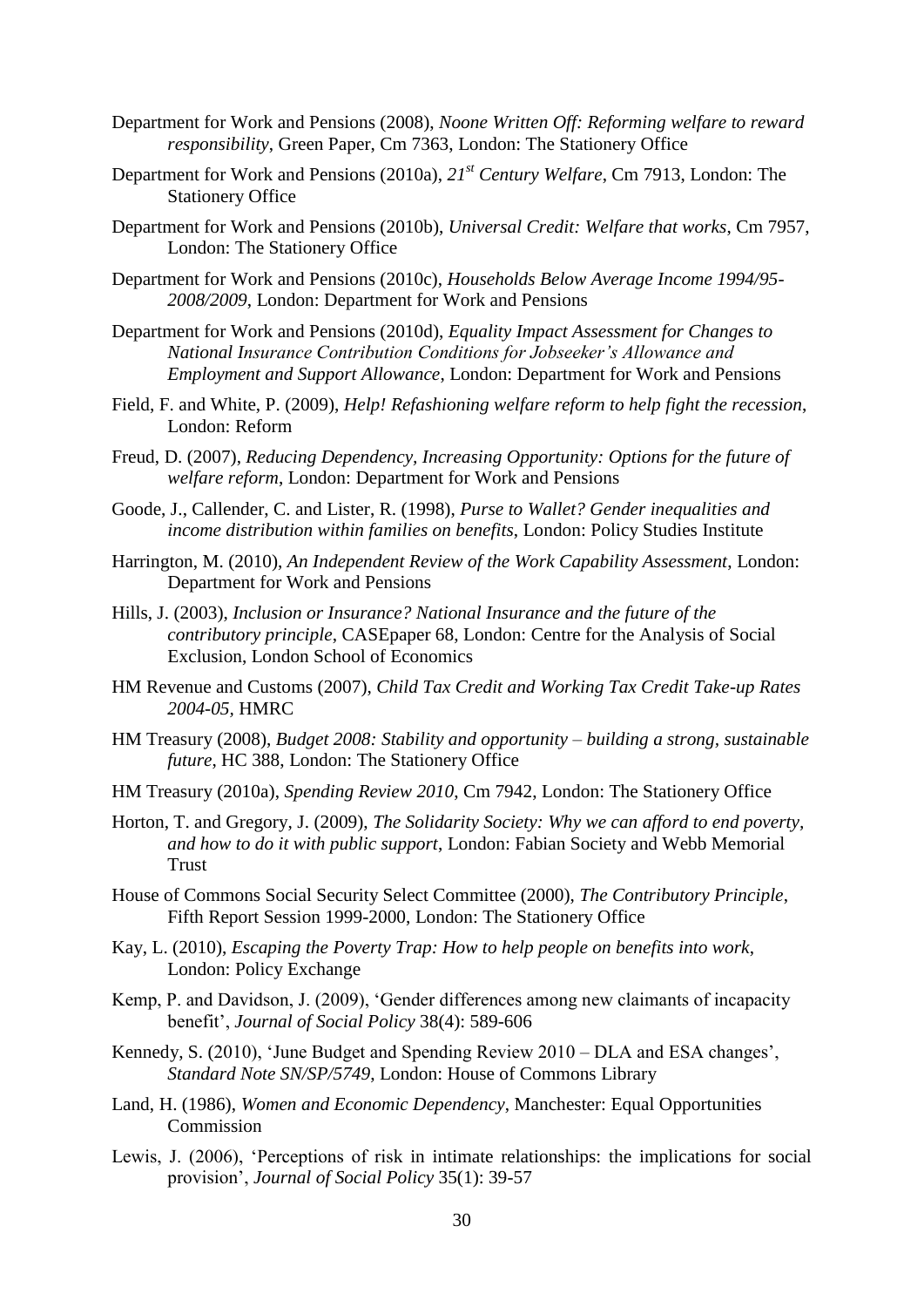Department for Work and Pensions (2008), *Noone Written Off: Reforming welfare to reward responsibility*, Green Paper, Cm 7363, London: The Stationery Office

Department for Work and Pensions (2010a), *21st Century Welfare*, Cm 7913, London: The Stationery Office

Department for Work and Pensions (2010b), *Universal Credit: Welfare that works*, Cm 7957, London: The Stationery Office

Department for Work and Pensions (2010c), *Households Below Average Income 1994/95-2008/2009*, London: Department for Work and Pensions

Department for Work and Pensions (2010d), *Equality Impact Assessment for Changes to National Insurance Contribution Conditions for Jobseeker's Allowance and Employment and Support Allowance*, London: Department for Work and Pensions

Field, F. and White, P. (2009), *Help! Refashioning welfare reform to help fight the recession*, London: Reform

Freud, D. (2007), *Reducing Dependency, Increasing Opportunity: Options for the future of welfare reform*, London: Department for Work and Pensions

Goode, J., Callender, C. and Lister, R. (1998), *Purse to Wallet? Gender inequalities and income distribution within families on benefits*, London: Policy Studies Institute

Harrington, M. (2010), *An Independent Review of the Work Capability Assessment*, London: Department for Work and Pensions

Hills, J. (2003), *Inclusion or Insurance? National Insurance and the future of the contributory principle*, CASEpaper 68, London: Centre for the Analysis of Social Exclusion, London School of Economics

HM Revenue and Customs (2007), *Child Tax Credit and Working Tax Credit Take-up Rates 2004-05*, HMRC

HM Treasury (2008), *Budget 2008: Stability and opportunity – building a strong, sustainable future*, HC 388, London: The Stationery Office

HM Treasury (2010a), *Spending Review 2010*, Cm 7942, London: The Stationery Office

Horton, T. and Gregory, J. (2009), *The Solidarity Society: Why we can afford to end poverty, and how to do it with public support*, London: Fabian Society and Webb Memorial Trust

House of Commons Social Security Select Committee (2000), *The Contributory Principle*, Fifth Report Session 1999-2000, London: The Stationery Office

Kay, L. (2010), *Escaping the Poverty Trap: How to help people on benefits into work*, London: Policy Exchange

Kemp, P. and Davidson, J. (2009), 'Gender differences among new claimants of incapacity benefit', *Journal of Social Policy* 38(4): 589-606

Kennedy, S. (2010), 'June Budget and Spending Review 2010 – DLA and ESA changes', *Standard Note SN/SP/5749*, London: House of Commons Library

Land, H. (1986), *Women and Economic Dependency*, Manchester: Equal Opportunities Commission

Lewis, J. (2006), 'Perceptions of risk in intimate relationships: the implications for social provision', *Journal of Social Policy* 35(1): 39-57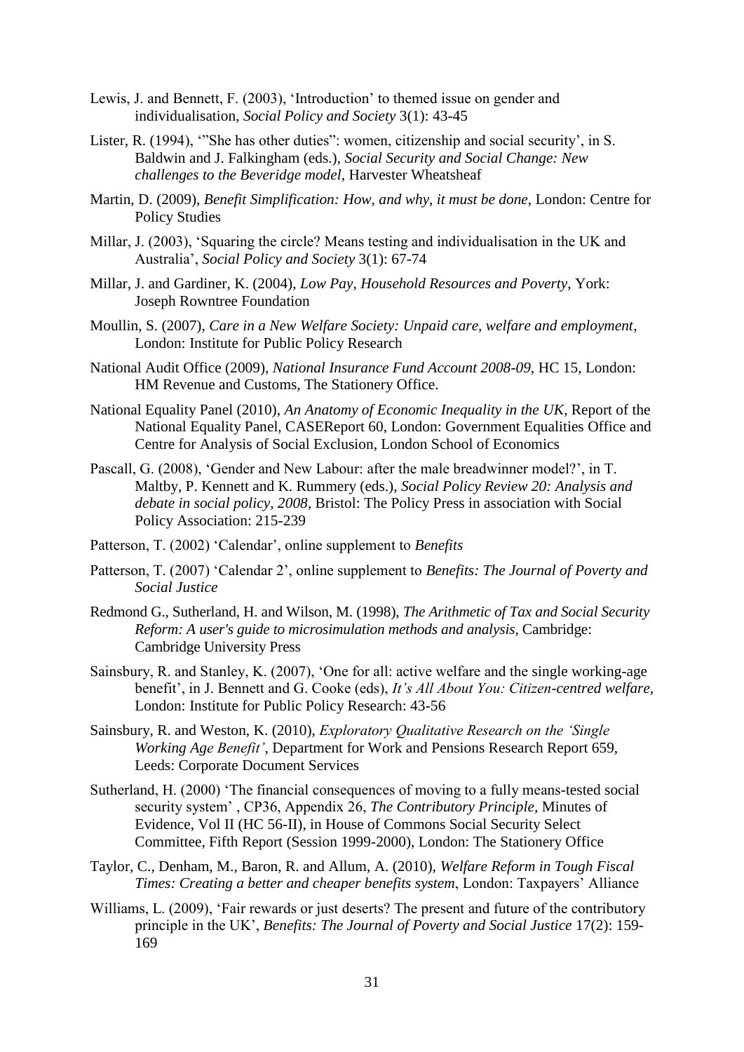Lewis, J. and Bennett, F. (2003), 'Introduction' to themed issue on gender and individualisation, *Social Policy and Society* 3(1): 43-45

Lister, R. (1994), '"She has other duties": women, citizenship and social security', in S. Baldwin and J. Falkingham (eds.), *Social Security and Social Change: New challenges to the Beveridge model*, Harvester Wheatsheaf

Martin, D. (2009), *Benefit Simplification: How, and why, it must be done*, London: Centre for Policy Studies

Millar, J. (2003), 'Squaring the circle? Means testing and individualisation in the UK and Australia', *Social Policy and Society* 3(1): 67-74

Millar, J. and Gardiner, K. (2004), *Low Pay, Household Resources and Poverty*, York: Joseph Rowntree Foundation

Moullin, S. (2007), *Care in a New Welfare Society: Unpaid care, welfare and employment*, London: Institute for Public Policy Research

National Audit Office (2009), *National Insurance Fund Account 2008-09*, HC 15, London: HM Revenue and Customs, The Stationery Office.

National Equality Panel (2010), *An Anatomy of Economic Inequality in the UK*, Report of the National Equality Panel, CASEReport 60, London: Government Equalities Office and Centre for Analysis of Social Exclusion, London School of Economics

Pascall, G. (2008), 'Gender and New Labour: after the male breadwinner model?', in T. Maltby, P. Kennett and K. Rummery (eds.), *Social Policy Review 20: Analysis and debate in social policy, 2008*, Bristol: The Policy Press in association with Social Policy Association: 215-239

Patterson, T. (2002) 'Calendar', online supplement to *Benefits*

Patterson, T. (2007) 'Calendar 2', online supplement to *Benefits: The Journal of Poverty and Social Justice*

Redmond G., Sutherland, H. and Wilson, M. (1998), *The Arithmetic of Tax and Social Security Reform: A user's guide to microsimulation methods and analysis*, Cambridge: Cambridge University Press

Sainsbury, R. and Stanley, K. (2007), 'One for all: active welfare and the single working-age benefit', in J. Bennett and G. Cooke (eds), *It's All About You: Citizen-centred welfare*, London: Institute for Public Policy Research: 43-56

Sainsbury, R. and Weston, K. (2010), *Exploratory Qualitative Research on the 'Single Working Age Benefit'*, Department for Work and Pensions Research Report 659, Leeds: Corporate Document Services

Sutherland, H. (2000) 'The financial consequences of moving to a fully means-tested social security system' , CP36, Appendix 26, *The Contributory Principle*, Minutes of Evidence, Vol II (HC 56-II), in House of Commons Social Security Select Committee, Fifth Report (Session 1999-2000), London: The Stationery Office

Taylor, C., Denham, M., Baron, R. and Allum, A. (2010), *Welfare Reform in Tough Fiscal Times: Creating a better and cheaper benefits system*, London: Taxpayers' Alliance

Williams, L. (2009), 'Fair rewards or just deserts? The present and future of the contributory principle in the UK', *Benefits: The Journal of Poverty and Social Justice* 17(2): 159-169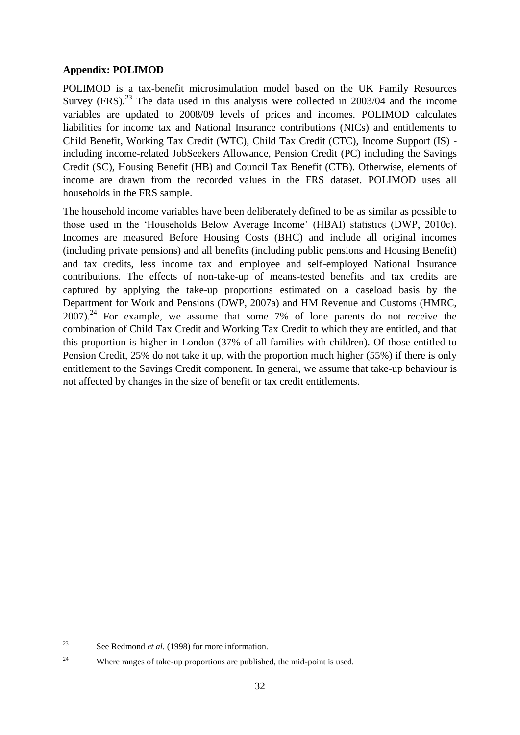**Appendix: POLIMOD**

POLIMOD is a tax-benefit microsimulation model based on the UK Family Resources Survey (FRS).[23] The data used in this analysis were collected in 2003/04 and the income variables are updated to 2008/09 levels of prices and incomes. POLIMOD calculates liabilities for income tax and National Insurance contributions (NICs) and entitlements to Child Benefit, Working Tax Credit (WTC), Child Tax Credit (CTC), Income Support (IS) - including income-related JobSeekers Allowance, Pension Credit (PC) including the Savings Credit (SC), Housing Benefit (HB) and Council Tax Benefit (CTB). Otherwise, elements of income are drawn from the recorded values in the FRS dataset. POLIMOD uses all households in the FRS sample.

The household income variables have been deliberately defined to be as similar as possible to those used in the 'Households Below Average Income' (HBAI) statistics (DWP, 2010c). Incomes are measured Before Housing Costs (BHC) and include all original incomes (including private pensions) and all benefits (including public pensions and Housing Benefit) and tax credits, less income tax and employee and self-employed National Insurance contributions. The effects of non-take-up of means-tested benefits and tax credits are captured by applying the take-up proportions estimated on a caseload basis by the Department for Work and Pensions (DWP, 2007a) and HM Revenue and Customs (HMRC, 2007).[24] For example, we assume that some 7% of lone parents do not receive the combination of Child Tax Credit and Working Tax Credit to which they are entitled, and that this proportion is higher in London (37% of all families with children). Of those entitled to Pension Credit, 25% do not take it up, with the proportion much higher (55%) if there is only entitlement to the Savings Credit component. In general, we assume that take-up behaviour is not affected by changes in the size of benefit or tax credit entitlements.

---

[23] See Redmond *et al.* (1998) for more information.

[24] Where ranges of take-up proportions are published, the mid-point is used.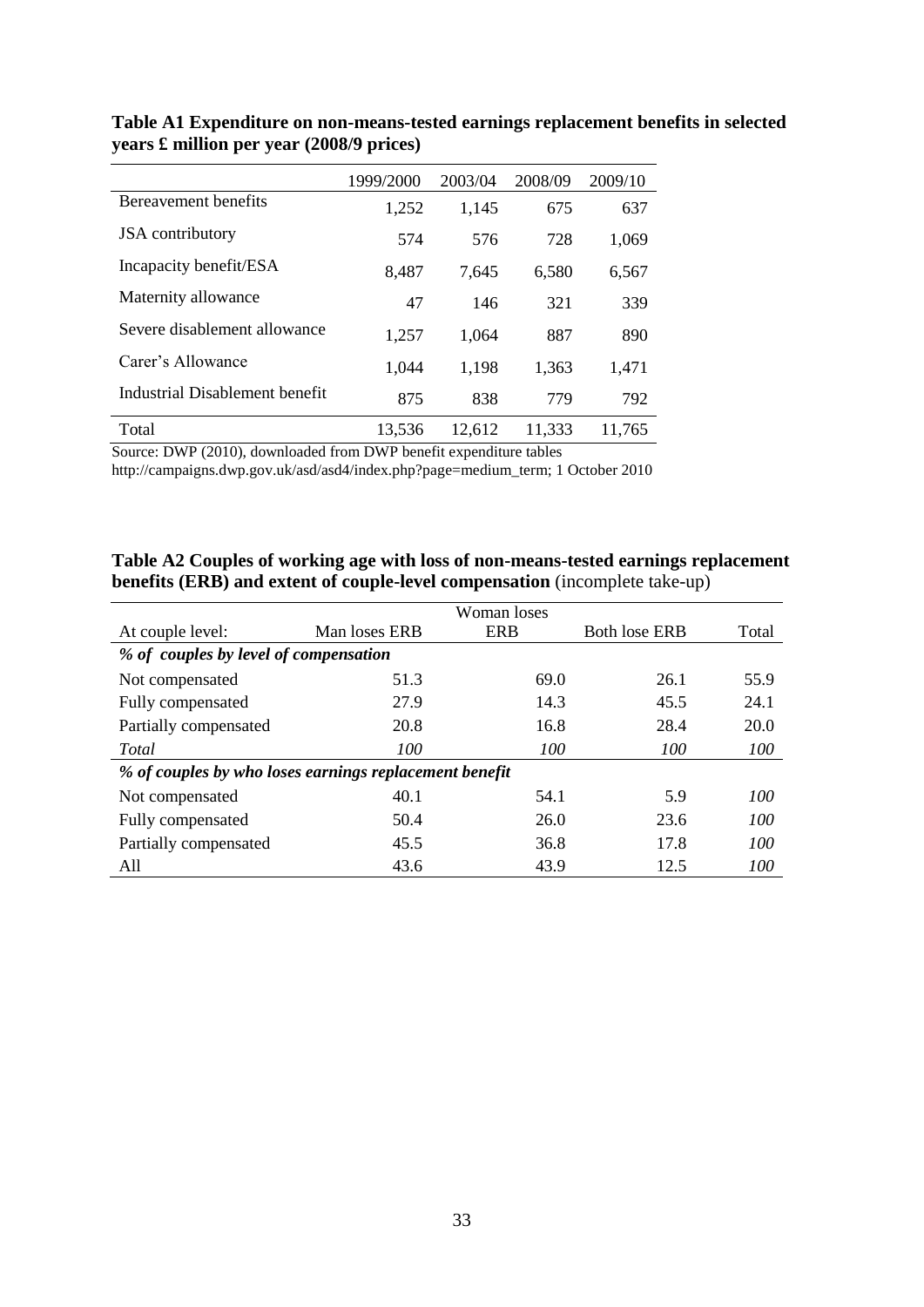**Table A1 Expenditure on non-means-tested earnings replacement benefits in selected years £ million per year (2008/9 prices)**

| | 1999/2000 | 2003/04 | 2008/09 | 2009/10 |
|---|---|---|---|---|
| Bereavement benefits | 1,252 | 1,145 | 675 | 637 |
| JSA contributory | 574 | 576 | 728 | 1,069 |
| Incapacity benefit/ESA | 8,487 | 7,645 | 6,580 | 6,567 |
| Maternity allowance | 47 | 146 | 321 | 339 |
| Severe disablement allowance | 1,257 | 1,064 | 887 | 890 |
| Carer's Allowance | 1,044 | 1,198 | 1,363 | 1,471 |
| Industrial Disablement benefit | 875 | 838 | 779 | 792 |
| Total | 13,536 | 12,612 | 11,333 | 11,765 |

Source: DWP (2010), downloaded from DWP benefit expenditure tables http://campaigns.dwp.gov.uk/asd/asd4/index.php?page=medium_term; 1 October 2010

**Table A2 Couples of working age with loss of non-means-tested earnings replacement benefits (ERB) and extent of couple-level compensation** (incomplete take-up)

| At couple level: | Man loses ERB | Woman loses ERB | Both lose ERB | Total |
|---|---|---|---|---|
| ***% of couples by level of compensation*** | | | | |
| Not compensated | 51.3 | 69.0 | 26.1 | 55.9 |
| Fully compensated | 27.9 | 14.3 | 45.5 | 24.1 |
| Partially compensated | 20.8 | 16.8 | 28.4 | 20.0 |
| *Total* | *100* | *100* | *100* | *100* |
| ***% of couples by who loses earnings replacement benefit*** | | | | |
| Not compensated | 40.1 | 54.1 | 5.9 | *100* |
| Fully compensated | 50.4 | 26.0 | 23.6 | *100* |
| Partially compensated | 45.5 | 36.8 | 17.8 | *100* |
| All | 43.6 | 43.9 | 12.5 | *100* |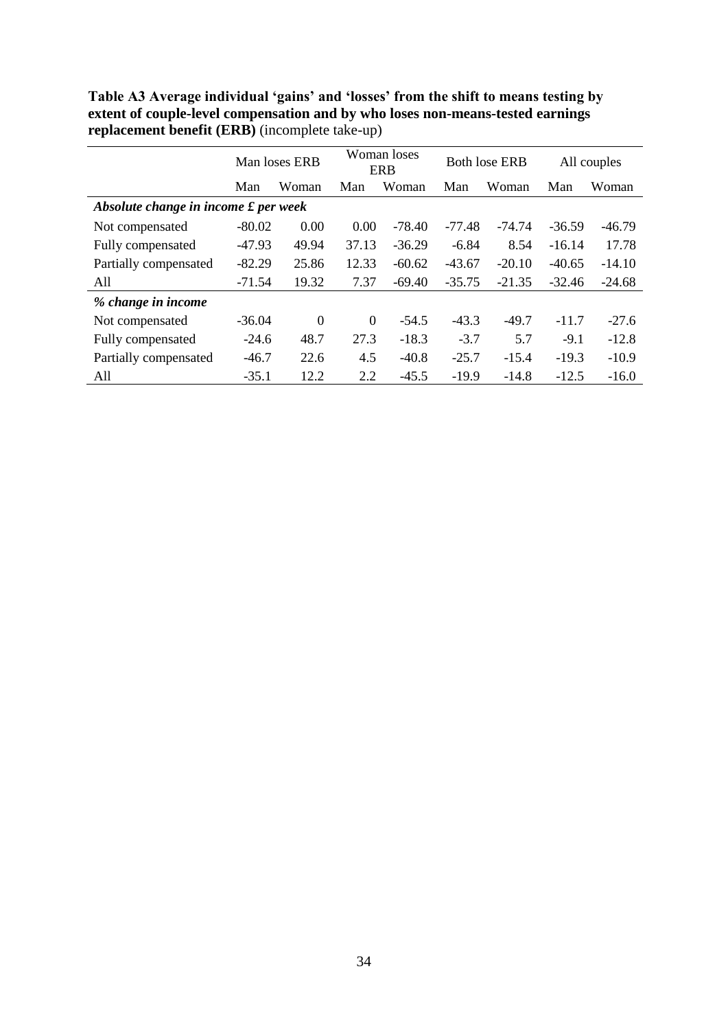**Table A3 Average individual 'gains' and 'losses' from the shift to means testing by extent of couple-level compensation and by who loses non-means-tested earnings replacement benefit (ERB)** (incomplete take-up)

| | Man loses ERB | | Woman loses ERB | | Both lose ERB | | All couples | |
|---|---|---|---|---|---|---|---|---|
| | Man | Woman | Man | Woman | Man | Woman | Man | Woman |
| ***Absolute change in income £ per week*** | | | | | | | | |
| Not compensated | -80.02 | 0.00 | 0.00 | -78.40 | -77.48 | -74.74 | -36.59 | -46.79 |
| Fully compensated | -47.93 | 49.94 | 37.13 | -36.29 | -6.84 | 8.54 | -16.14 | 17.78 |
| Partially compensated | -82.29 | 25.86 | 12.33 | -60.62 | -43.67 | -20.10 | -40.65 | -14.10 |
| All | -71.54 | 19.32 | 7.37 | -69.40 | -35.75 | -21.35 | -32.46 | -24.68 |
| ***% change in income*** | | | | | | | | |
| Not compensated | -36.04 | 0 | 0 | -54.5 | -43.3 | -49.7 | -11.7 | -27.6 |
| Fully compensated | -24.6 | 48.7 | 27.3 | -18.3 | -3.7 | 5.7 | -9.1 | -12.8 |
| Partially compensated | -46.7 | 22.6 | 4.5 | -40.8 | -25.7 | -15.4 | -19.3 | -10.9 |
| All | -35.1 | 12.2 | 2.2 | -45.5 | -19.9 | -14.8 | -12.5 | -16.0 |